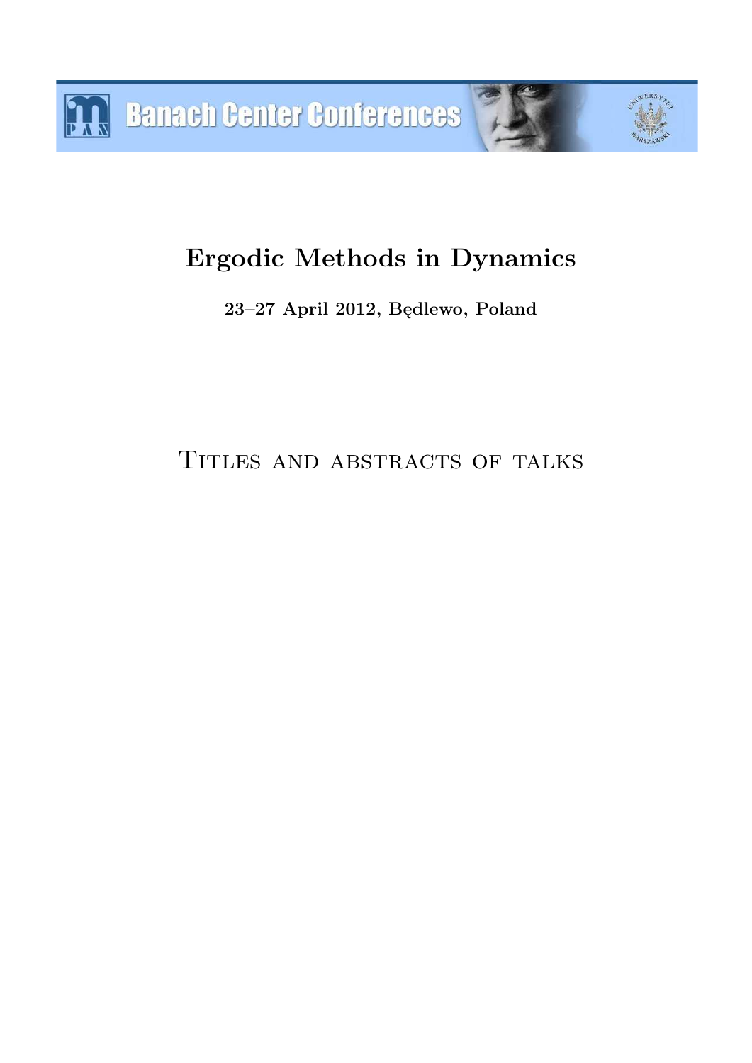Banach Center Conferences

# Ergodic Methods in Dynamics

**23–27 April 2012, Będlewo, Poland**

## Titles and abstracts of talks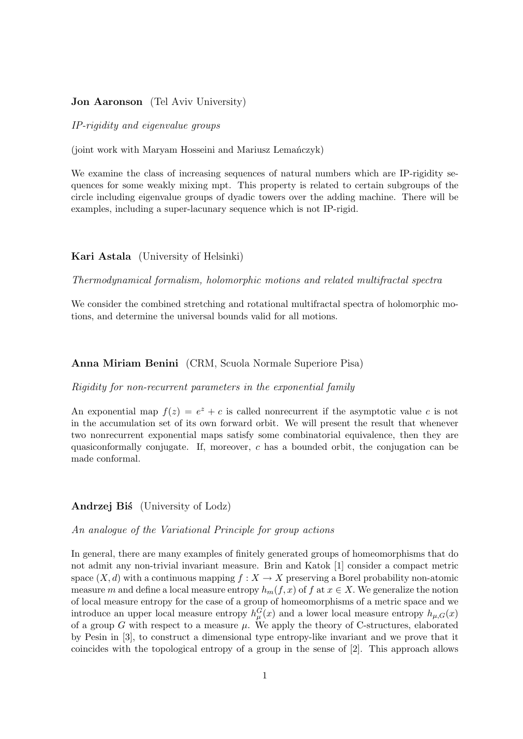**Jon Aaronson** (Tel Aviv University)

*IP-rigidity and eigenvalue groups*

(joint work with Maryam Hosseini and Mariusz Lemańczyk)

We examine the class of increasing sequences of natural numbers which are IP-rigidity sequences for some weakly mixing mpt. This property is related to certain subgroups of the circle including eigenvalue groups of dyadic towers over the adding machine. There will be examples, including a super-lacunary sequence which is not IP-rigid.

**Kari Astala** (University of Helsinki)

*Thermodynamical formalism, holomorphic motions and related multifractal spectra*

We consider the combined stretching and rotational multifractal spectra of holomorphic motions, and determine the universal bounds valid for all motions.

**Anna Miriam Benini** (CRM, Scuola Normale Superiore Pisa)

*Rigidity for non-recurrent parameters in the exponential family*

An exponential map $f(z) = e^z + c$ is called nonrecurrent if the asymptotic value $c$ is not in the accumulation set of its own forward orbit. We will present the result that whenever two nonrecurrent exponential maps satisfy some combinatorial equivalence, then they are quasiconformally conjugate. If, moreover, $c$ has a bounded orbit, the conjugation can be made conformal.

**Andrzej Biś** (University of Lodz)

*An analogue of the Variational Principle for group actions*

In general, there are many examples of finitely generated groups of homeomorphisms that do not admit any non-trivial invariant measure. Brin and Katok [1] consider a compact metric space $(X, d)$ with a continuous mapping $f : X \to X$ preserving a Borel probability non-atomic measure $m$ and define a local measure entropy $h_m(f, x)$ of $f$ at $x \in X$. We generalize the notion of local measure entropy for the case of a group of homeomorphisms of a metric space and we introduce an upper local measure entropy $h^G_\mu(x)$ and a lower local measure entropy $h_{\mu,G}(x)$ of a group $G$ with respect to a measure $\mu$. We apply the theory of C-structures, elaborated by Pesin in [3], to construct a dimensional type entropy-like invariant and we prove that it coincides with the topological entropy of a group in the sense of [2]. This approach allows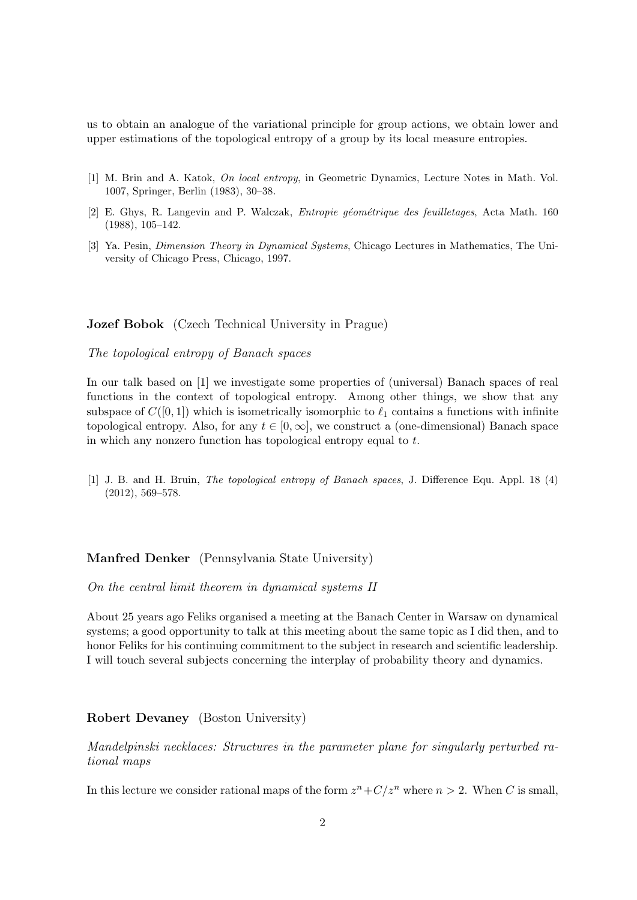us to obtain an analogue of the variational principle for group actions, we obtain lower and upper estimations of the topological entropy of a group by its local measure entropies.

[1] M. Brin and A. Katok, *On local entropy*, in Geometric Dynamics, Lecture Notes in Math. Vol. 1007, Springer, Berlin (1983), 30–38.

[2] E. Ghys, R. Langevin and P. Walczak, *Entropie géométrique des feuilletages*, Acta Math. 160 (1988), 105–142.

[3] Ya. Pesin, *Dimension Theory in Dynamical Systems*, Chicago Lectures in Mathematics, The University of Chicago Press, Chicago, 1997.

**Jozef Bobok** (Czech Technical University in Prague)

*The topological entropy of Banach spaces*

In our talk based on [1] we investigate some properties of (universal) Banach spaces of real functions in the context of topological entropy. Among other things, we show that any subspace of $C([0,1])$ which is isometrically isomorphic to $\ell_1$ contains a functions with infinite topological entropy. Also, for any $t \in [0, \infty]$, we construct a (one-dimensional) Banach space in which any nonzero function has topological entropy equal to $t$.

[1] J. B. and H. Bruin, *The topological entropy of Banach spaces*, J. Difference Equ. Appl. 18 (4) (2012), 569–578.

**Manfred Denker** (Pennsylvania State University)

*On the central limit theorem in dynamical systems II*

About 25 years ago Feliks organised a meeting at the Banach Center in Warsaw on dynamical systems; a good opportunity to talk at this meeting about the same topic as I did then, and to honor Feliks for his continuing commitment to the subject in research and scientific leadership. I will touch several subjects concerning the interplay of probability theory and dynamics.

**Robert Devaney** (Boston University)

*Mandelpinski necklaces: Structures in the parameter plane for singularly perturbed rational maps*

In this lecture we consider rational maps of the form $z^n + C/z^n$ where $n > 2$. When $C$ is small,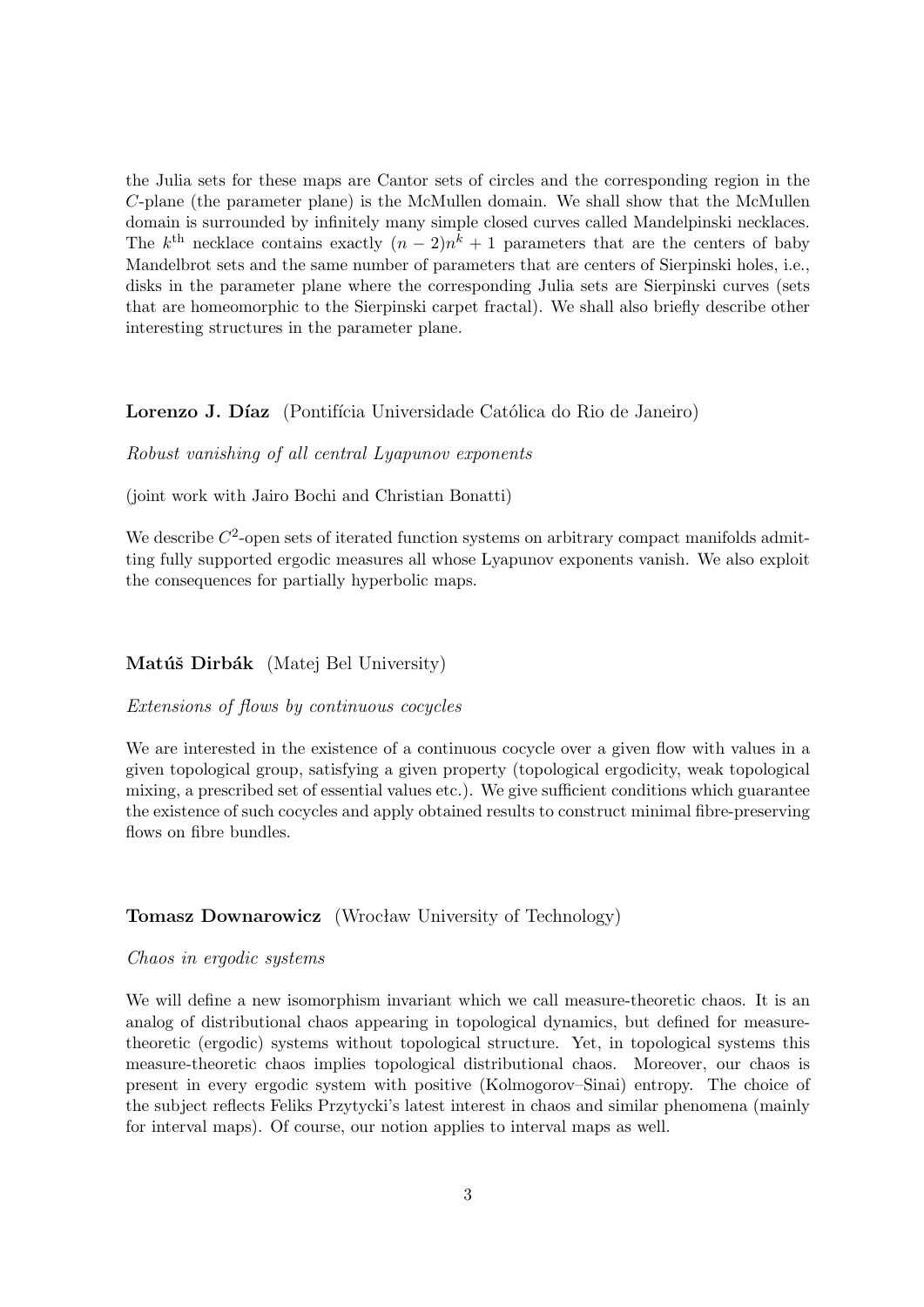the Julia sets for these maps are Cantor sets of circles and the corresponding region in the $C$-plane (the parameter plane) is the McMullen domain. We shall show that the McMullen domain is surrounded by infinitely many simple closed curves called Mandelpinski necklaces. The $k^{\text{th}}$ necklace contains exactly $(n-2)n^k + 1$ parameters that are the centers of baby Mandelbrot sets and the same number of parameters that are centers of Sierpinski holes, i.e., disks in the parameter plane where the corresponding Julia sets are Sierpinski curves (sets that are homeomorphic to the Sierpinski carpet fractal). We shall also briefly describe other interesting structures in the parameter plane.

**Lorenzo J. Díaz** (Pontifícia Universidade Católica do Rio de Janeiro)

*Robust vanishing of all central Lyapunov exponents*

(joint work with Jairo Bochi and Christian Bonatti)

We describe $C^2$-open sets of iterated function systems on arbitrary compact manifolds admitting fully supported ergodic measures all whose Lyapunov exponents vanish. We also exploit the consequences for partially hyperbolic maps.

**Matúš Dirbák** (Matej Bel University)

*Extensions of flows by continuous cocycles*

We are interested in the existence of a continuous cocycle over a given flow with values in a given topological group, satisfying a given property (topological ergodicity, weak topological mixing, a prescribed set of essential values etc.). We give sufficient conditions which guarantee the existence of such cocycles and apply obtained results to construct minimal fibre-preserving flows on fibre bundles.

**Tomasz Downarowicz** (Wrocław University of Technology)

*Chaos in ergodic systems*

We will define a new isomorphism invariant which we call measure-theoretic chaos. It is an analog of distributional chaos appearing in topological dynamics, but defined for measure-theoretic (ergodic) systems without topological structure. Yet, in topological systems this measure-theoretic chaos implies topological distributional chaos. Moreover, our chaos is present in every ergodic system with positive (Kolmogorov–Sinai) entropy. The choice of the subject reflects Feliks Przytycki's latest interest in chaos and similar phenomena (mainly for interval maps). Of course, our notion applies to interval maps as well.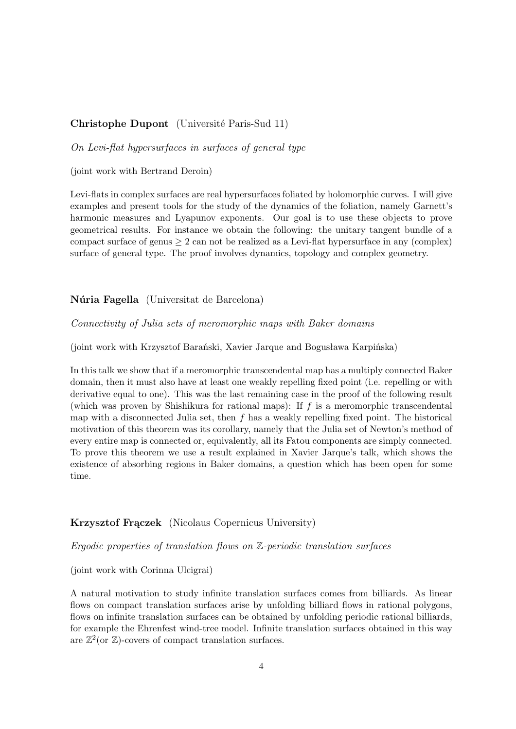**Christophe Dupont** (Université Paris-Sud 11)

*On Levi-flat hypersurfaces in surfaces of general type*

(joint work with Bertrand Deroin)

Levi-flats in complex surfaces are real hypersurfaces foliated by holomorphic curves. I will give examples and present tools for the study of the dynamics of the foliation, namely Garnett's harmonic measures and Lyapunov exponents. Our goal is to use these objects to prove geometrical results. For instance we obtain the following: the unitary tangent bundle of a compact surface of genus $\geq 2$ can not be realized as a Levi-flat hypersurface in any (complex) surface of general type. The proof involves dynamics, topology and complex geometry.

**Núria Fagella** (Universitat de Barcelona)

*Connectivity of Julia sets of meromorphic maps with Baker domains*

(joint work with Krzysztof Barański, Xavier Jarque and Bogusława Karpińska)

In this talk we show that if a meromorphic transcendental map has a multiply connected Baker domain, then it must also have at least one weakly repelling fixed point (i.e. repelling or with derivative equal to one). This was the last remaining case in the proof of the following result (which was proven by Shishikura for rational maps): If $f$ is a meromorphic transcendental map with a disconnected Julia set, then $f$ has a weakly repelling fixed point. The historical motivation of this theorem was its corollary, namely that the Julia set of Newton's method of every entire map is connected or, equivalently, all its Fatou components are simply connected. To prove this theorem we use a result explained in Xavier Jarque's talk, which shows the existence of absorbing regions in Baker domains, a question which has been open for some time.

**Krzysztof Frączek** (Nicolaus Copernicus University)

*Ergodic properties of translation flows on $\mathbb{Z}$-periodic translation surfaces*

(joint work with Corinna Ulcigrai)

A natural motivation to study infinite translation surfaces comes from billiards. As linear flows on compact translation surfaces arise by unfolding billiard flows in rational polygons, flows on infinite translation surfaces can be obtained by unfolding periodic rational billiards, for example the Ehrenfest wind-tree model. Infinite translation surfaces obtained in this way are $\mathbb{Z}^2$(or $\mathbb{Z}$)-covers of compact translation surfaces.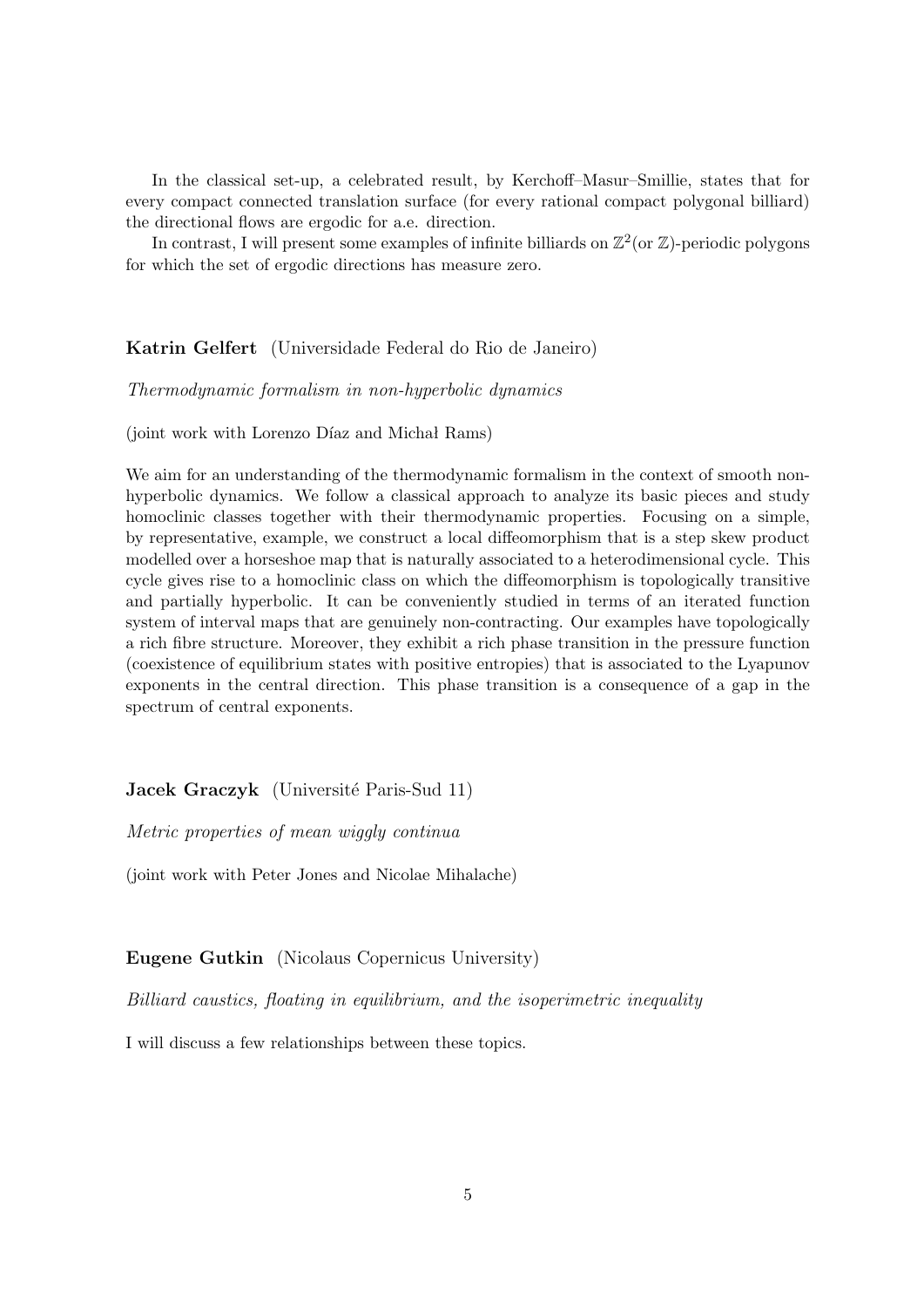In the classical set-up, a celebrated result, by Kerchoff–Masur–Smillie, states that for every compact connected translation surface (for every rational compact polygonal billiard) the directional flows are ergodic for a.e. direction.

In contrast, I will present some examples of infinite billiards on $\mathbb{Z}^2$(or $\mathbb{Z}$)-periodic polygons for which the set of ergodic directions has measure zero.

**Katrin Gelfert** (Universidade Federal do Rio de Janeiro)

*Thermodynamic formalism in non-hyperbolic dynamics*

(joint work with Lorenzo Díaz and Michał Rams)

We aim for an understanding of the thermodynamic formalism in the context of smooth non-hyperbolic dynamics. We follow a classical approach to analyze its basic pieces and study homoclinic classes together with their thermodynamic properties. Focusing on a simple, by representative, example, we construct a local diffeomorphism that is a step skew product modelled over a horseshoe map that is naturally associated to a heterodimensional cycle. This cycle gives rise to a homoclinic class on which the diffeomorphism is topologically transitive and partially hyperbolic. It can be conveniently studied in terms of an iterated function system of interval maps that are genuinely non-contracting. Our examples have topologically a rich fibre structure. Moreover, they exhibit a rich phase transition in the pressure function (coexistence of equilibrium states with positive entropies) that is associated to the Lyapunov exponents in the central direction. This phase transition is a consequence of a gap in the spectrum of central exponents.

**Jacek Graczyk** (Université Paris-Sud 11)

*Metric properties of mean wiggly continua*

(joint work with Peter Jones and Nicolae Mihalache)

**Eugene Gutkin** (Nicolaus Copernicus University)

*Billiard caustics, floating in equilibrium, and the isoperimetric inequality*

I will discuss a few relationships between these topics.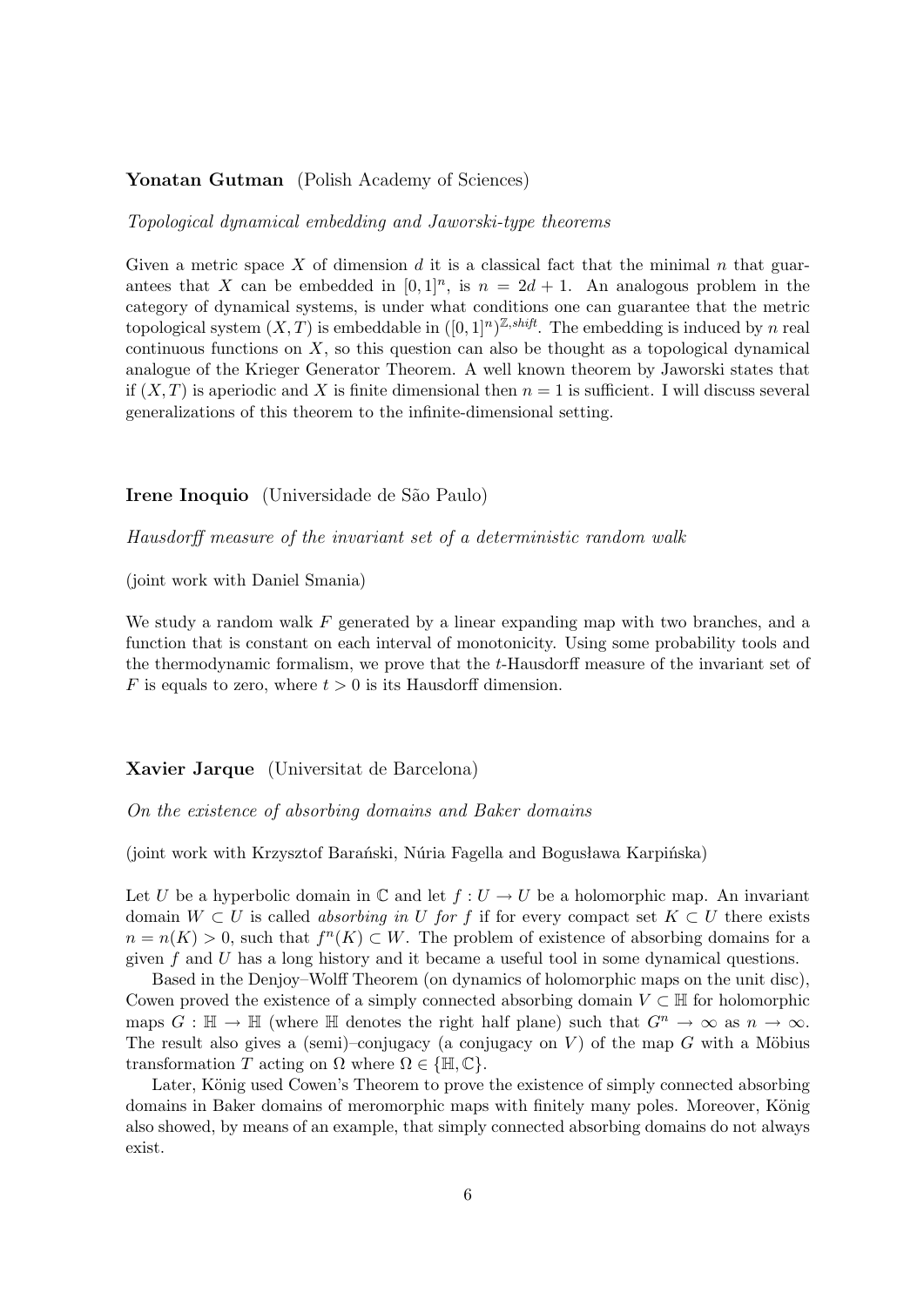**Yonatan Gutman** (Polish Academy of Sciences)

*Topological dynamical embedding and Jaworski-type theorems*

Given a metric space $X$ of dimension $d$ it is a classical fact that the minimal $n$ that guarantees that $X$ can be embedded in $[0,1]^n$, is $n = 2d+1$. An analogous problem in the category of dynamical systems, is under what conditions one can guarantee that the metric topological system $(X,T)$ is embeddable in $([0,1]^n)^{\mathbb{Z},shift}$. The embedding is induced by $n$ real continuous functions on $X$, so this question can also be thought as a topological dynamical analogue of the Krieger Generator Theorem. A well known theorem by Jaworski states that if $(X,T)$ is aperiodic and $X$ is finite dimensional then $n = 1$ is sufficient. I will discuss several generalizations of this theorem to the infinite-dimensional setting.

**Irene Inoquio** (Universidade de São Paulo)

*Hausdorff measure of the invariant set of a deterministic random walk*

(joint work with Daniel Smania)

We study a random walk $F$ generated by a linear expanding map with two branches, and a function that is constant on each interval of monotonicity. Using some probability tools and the thermodynamic formalism, we prove that the $t$-Hausdorff measure of the invariant set of $F$ is equals to zero, where $t > 0$ is its Hausdorff dimension.

**Xavier Jarque** (Universitat de Barcelona)

*On the existence of absorbing domains and Baker domains*

(joint work with Krzysztof Barański, Núria Fagella and Bogusława Karpińska)

Let $U$ be a hyperbolic domain in $\mathbb{C}$ and let $f : U \to U$ be a holomorphic map. An invariant domain $W \subset U$ is called *absorbing in* $U$ *for* $f$ if for every compact set $K \subset U$ there exists $n = n(K) > 0$, such that $f^n(K) \subset W$. The problem of existence of absorbing domains for a given $f$ and $U$ has a long history and it became a useful tool in some dynamical questions.

Based in the Denjoy–Wolff Theorem (on dynamics of holomorphic maps on the unit disc), Cowen proved the existence of a simply connected absorbing domain $V \subset \mathbb{H}$ for holomorphic maps $G : \mathbb{H} \to \mathbb{H}$ (where $\mathbb{H}$ denotes the right half plane) such that $G^n \to \infty$ as $n \to \infty$. The result also gives a (semi)–conjugacy (a conjugacy on $V$) of the map $G$ with a Möbius transformation $T$ acting on $\Omega$ where $\Omega \in \{\mathbb{H}, \mathbb{C}\}$.

Later, König used Cowen's Theorem to prove the existence of simply connected absorbing domains in Baker domains of meromorphic maps with finitely many poles. Moreover, König also showed, by means of an example, that simply connected absorbing domains do not always exist.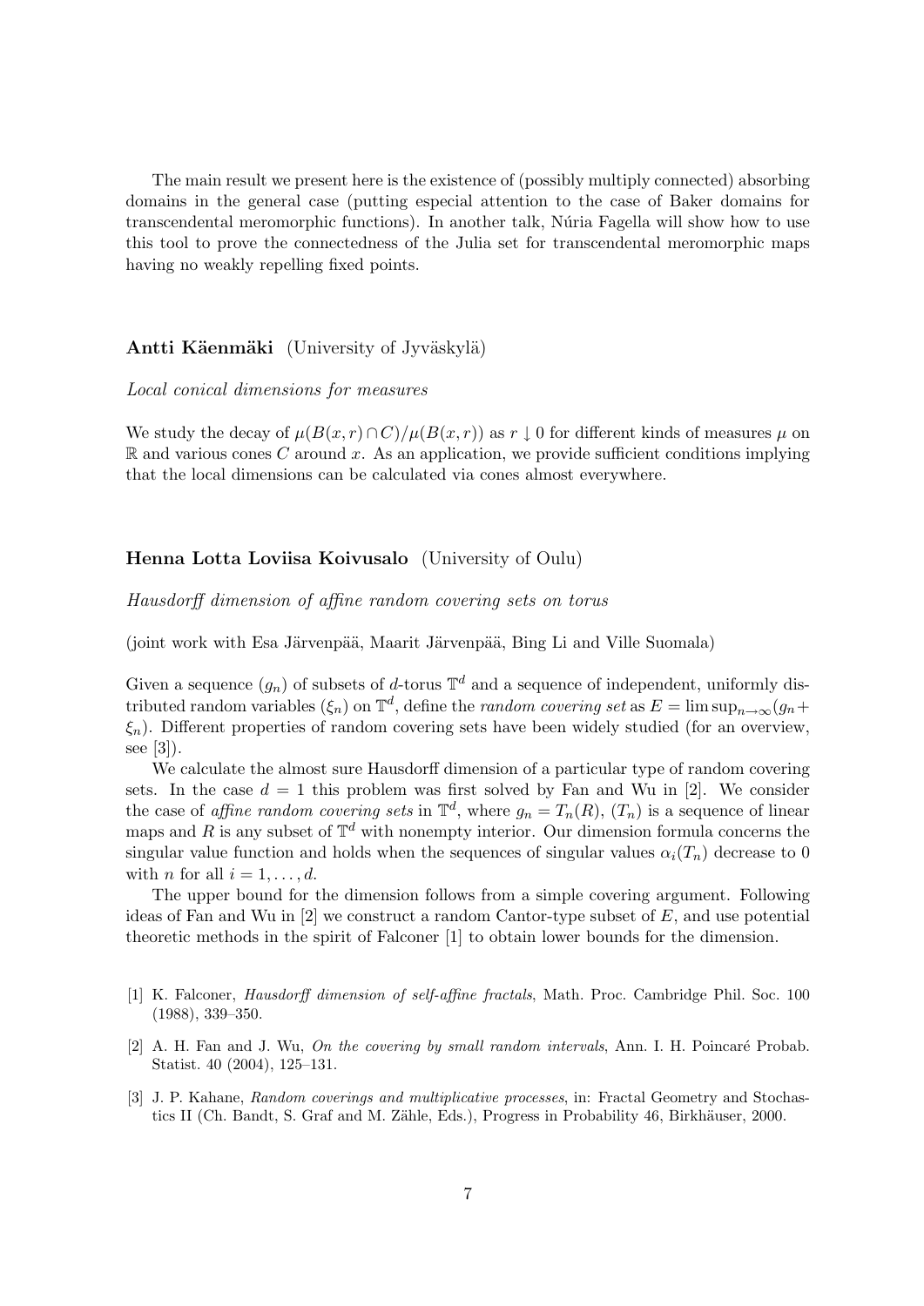The main result we present here is the existence of (possibly multiply connected) absorbing domains in the general case (putting especial attention to the case of Baker domains for transcendental meromorphic functions). In another talk, Núria Fagella will show how to use this tool to prove the connectedness of the Julia set for transcendental meromorphic maps having no weakly repelling fixed points.

**Antti Käenmäki** (University of Jyväskylä)

*Local conical dimensions for measures*

We study the decay of $\mu(B(x,r) \cap C)/\mu(B(x,r))$ as $r \downarrow 0$ for different kinds of measures $\mu$ on $\mathbb{R}$ and various cones $C$ around $x$. As an application, we provide sufficient conditions implying that the local dimensions can be calculated via cones almost everywhere.

**Henna Lotta Loviisa Koivusalo** (University of Oulu)

*Hausdorff dimension of affine random covering sets on torus*

(joint work with Esa Järvenpää, Maarit Järvenpää, Bing Li and Ville Suomala)

Given a sequence $(g_n)$ of subsets of $d$-torus $\mathbb{T}^d$ and a sequence of independent, uniformly distributed random variables $(\xi_n)$ on $\mathbb{T}^d$, define the *random covering set* as $E = \limsup_{n\to\infty}(g_n + \xi_n)$. Different properties of random covering sets have been widely studied (for an overview, see [3]).

We calculate the almost sure Hausdorff dimension of a particular type of random covering sets. In the case $d = 1$ this problem was first solved by Fan and Wu in [2]. We consider the case of *affine random covering sets* in $\mathbb{T}^d$, where $g_n = T_n(R)$, $(T_n)$ is a sequence of linear maps and $R$ is any subset of $\mathbb{T}^d$ with nonempty interior. Our dimension formula concerns the singular value function and holds when the sequences of singular values $\alpha_i(T_n)$ decrease to 0 with $n$ for all $i = 1, \ldots, d$.

The upper bound for the dimension follows from a simple covering argument. Following ideas of Fan and Wu in [2] we construct a random Cantor-type subset of $E$, and use potential theoretic methods in the spirit of Falconer [1] to obtain lower bounds for the dimension.

[1] K. Falconer, *Hausdorff dimension of self-affine fractals*, Math. Proc. Cambridge Phil. Soc. 100 (1988), 339–350.

[2] A. H. Fan and J. Wu, *On the covering by small random intervals*, Ann. I. H. Poincaré Probab. Statist. 40 (2004), 125–131.

[3] J. P. Kahane, *Random coverings and multiplicative processes*, in: Fractal Geometry and Stochastics II (Ch. Bandt, S. Graf and M. Zähle, Eds.), Progress in Probability 46, Birkhäuser, 2000.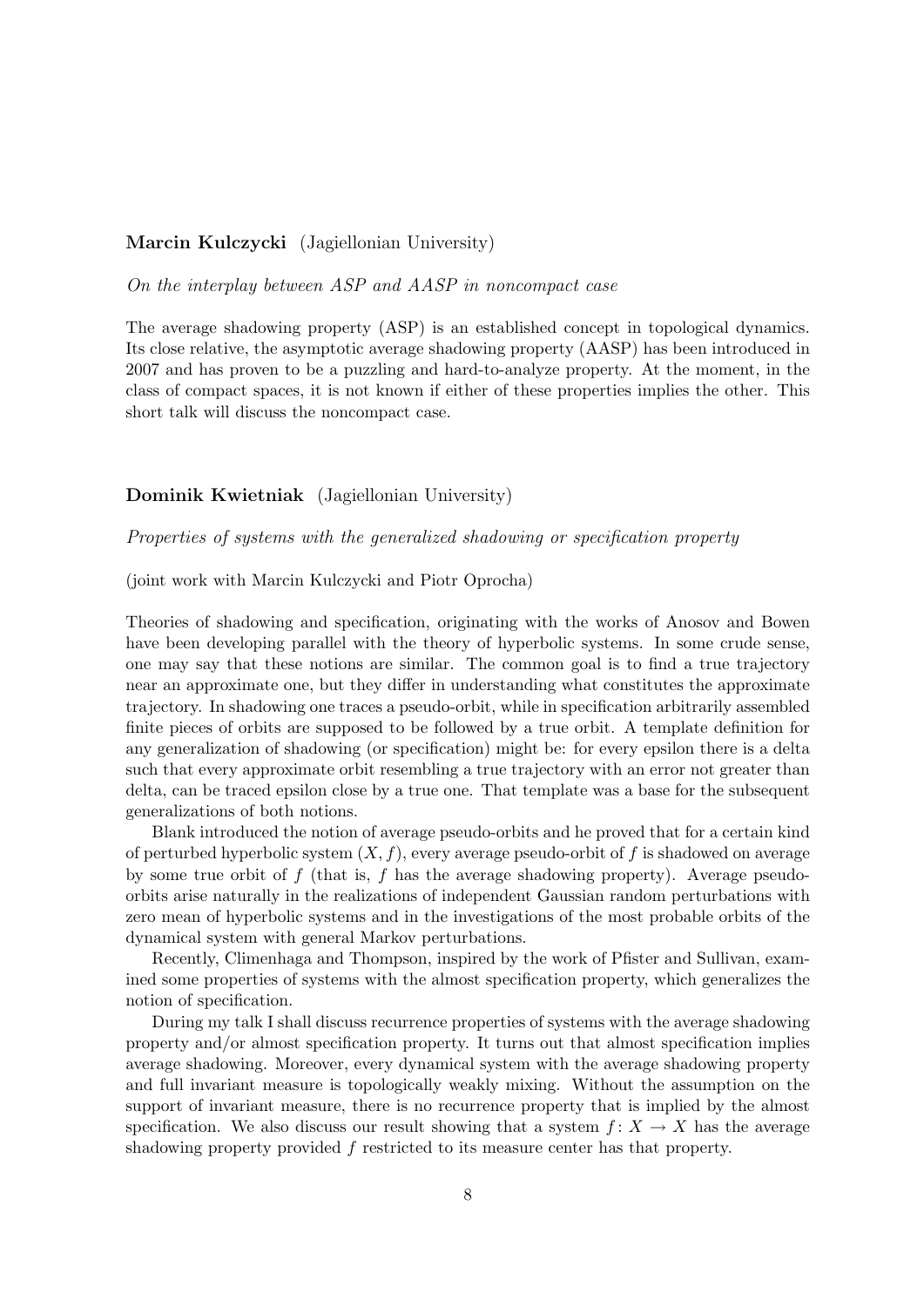**Marcin Kulczycki** (Jagiellonian University)

*On the interplay between ASP and AASP in noncompact case*

The average shadowing property (ASP) is an established concept in topological dynamics. Its close relative, the asymptotic average shadowing property (AASP) has been introduced in 2007 and has proven to be a puzzling and hard-to-analyze property. At the moment, in the class of compact spaces, it is not known if either of these properties implies the other. This short talk will discuss the noncompact case.

**Dominik Kwietniak** (Jagiellonian University)

*Properties of systems with the generalized shadowing or specification property*

(joint work with Marcin Kulczycki and Piotr Oprocha)

Theories of shadowing and specification, originating with the works of Anosov and Bowen have been developing parallel with the theory of hyperbolic systems. In some crude sense, one may say that these notions are similar. The common goal is to find a true trajectory near an approximate one, but they differ in understanding what constitutes the approximate trajectory. In shadowing one traces a pseudo-orbit, while in specification arbitrarily assembled finite pieces of orbits are supposed to be followed by a true orbit. A template definition for any generalization of shadowing (or specification) might be: for every epsilon there is a delta such that every approximate orbit resembling a true trajectory with an error not greater than delta, can be traced epsilon close by a true one. That template was a base for the subsequent generalizations of both notions.

Blank introduced the notion of average pseudo-orbits and he proved that for a certain kind of perturbed hyperbolic system $(X, f)$, every average pseudo-orbit of $f$ is shadowed on average by some true orbit of $f$ (that is, $f$ has the average shadowing property). Average pseudo-orbits arise naturally in the realizations of independent Gaussian random perturbations with zero mean of hyperbolic systems and in the investigations of the most probable orbits of the dynamical system with general Markov perturbations.

Recently, Climenhaga and Thompson, inspired by the work of Pfister and Sullivan, examined some properties of systems with the almost specification property, which generalizes the notion of specification.

During my talk I shall discuss recurrence properties of systems with the average shadowing property and/or almost specification property. It turns out that almost specification implies average shadowing. Moreover, every dynamical system with the average shadowing property and full invariant measure is topologically weakly mixing. Without the assumption on the support of invariant measure, there is no recurrence property that is implied by the almost specification. We also discuss our result showing that a system $f \colon X \to X$ has the average shadowing property provided $f$ restricted to its measure center has that property.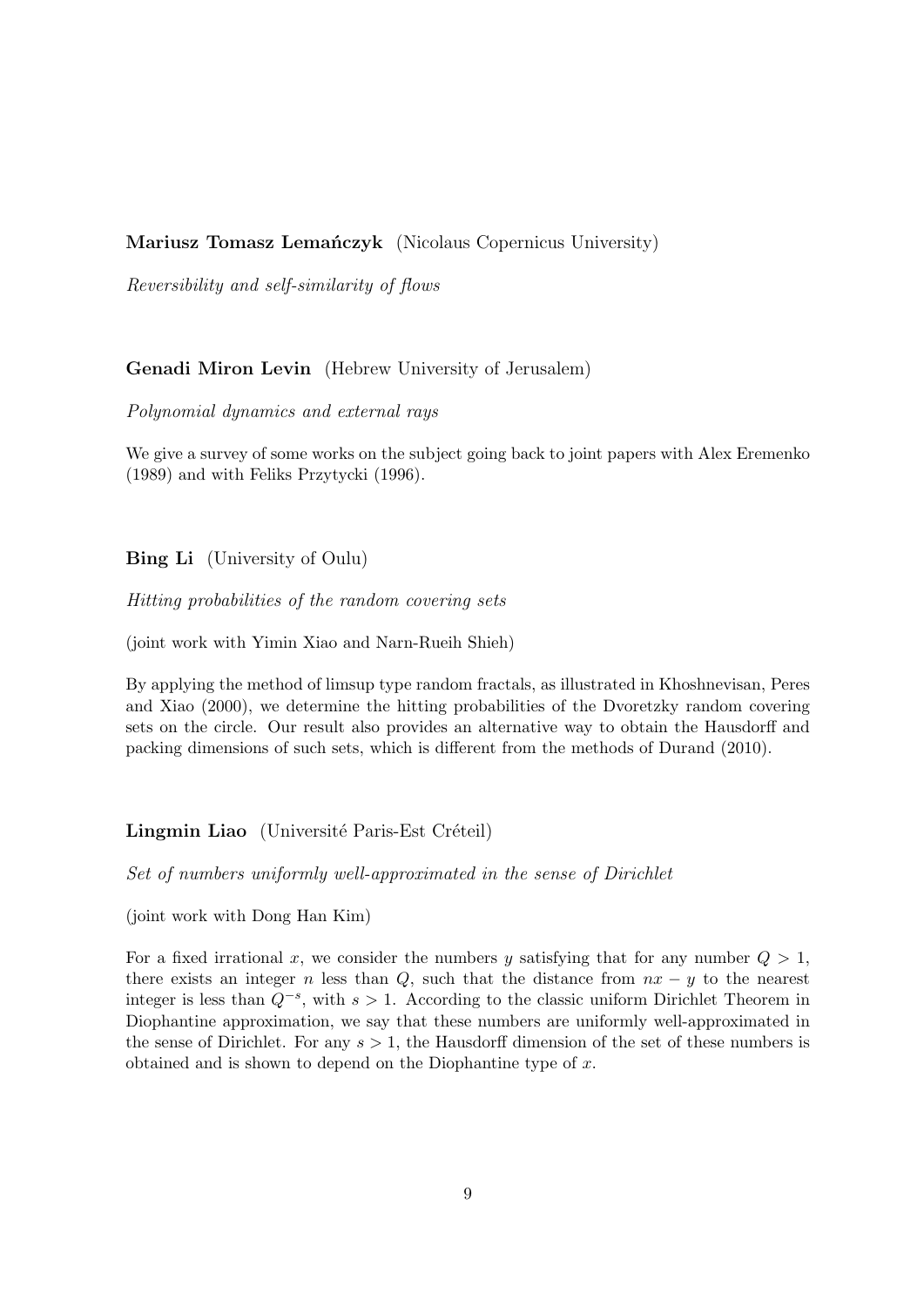**Mariusz Tomasz Lemańczyk** (Nicolaus Copernicus University)

*Reversibility and self-similarity of flows*

**Genadi Miron Levin** (Hebrew University of Jerusalem)

*Polynomial dynamics and external rays*

We give a survey of some works on the subject going back to joint papers with Alex Eremenko (1989) and with Feliks Przytycki (1996).

**Bing Li** (University of Oulu)

*Hitting probabilities of the random covering sets*

(joint work with Yimin Xiao and Narn-Rueih Shieh)

By applying the method of limsup type random fractals, as illustrated in Khoshnevisan, Peres and Xiao (2000), we determine the hitting probabilities of the Dvoretzky random covering sets on the circle. Our result also provides an alternative way to obtain the Hausdorff and packing dimensions of such sets, which is different from the methods of Durand (2010).

**Lingmin Liao** (Université Paris-Est Créteil)

*Set of numbers uniformly well-approximated in the sense of Dirichlet*

(joint work with Dong Han Kim)

For a fixed irrational $x$, we consider the numbers $y$ satisfying that for any number $Q > 1$, there exists an integer $n$ less than $Q$, such that the distance from $nx - y$ to the nearest integer is less than $Q^{-s}$, with $s > 1$. According to the classic uniform Dirichlet Theorem in Diophantine approximation, we say that these numbers are uniformly well-approximated in the sense of Dirichlet. For any $s > 1$, the Hausdorff dimension of the set of these numbers is obtained and is shown to depend on the Diophantine type of $x$.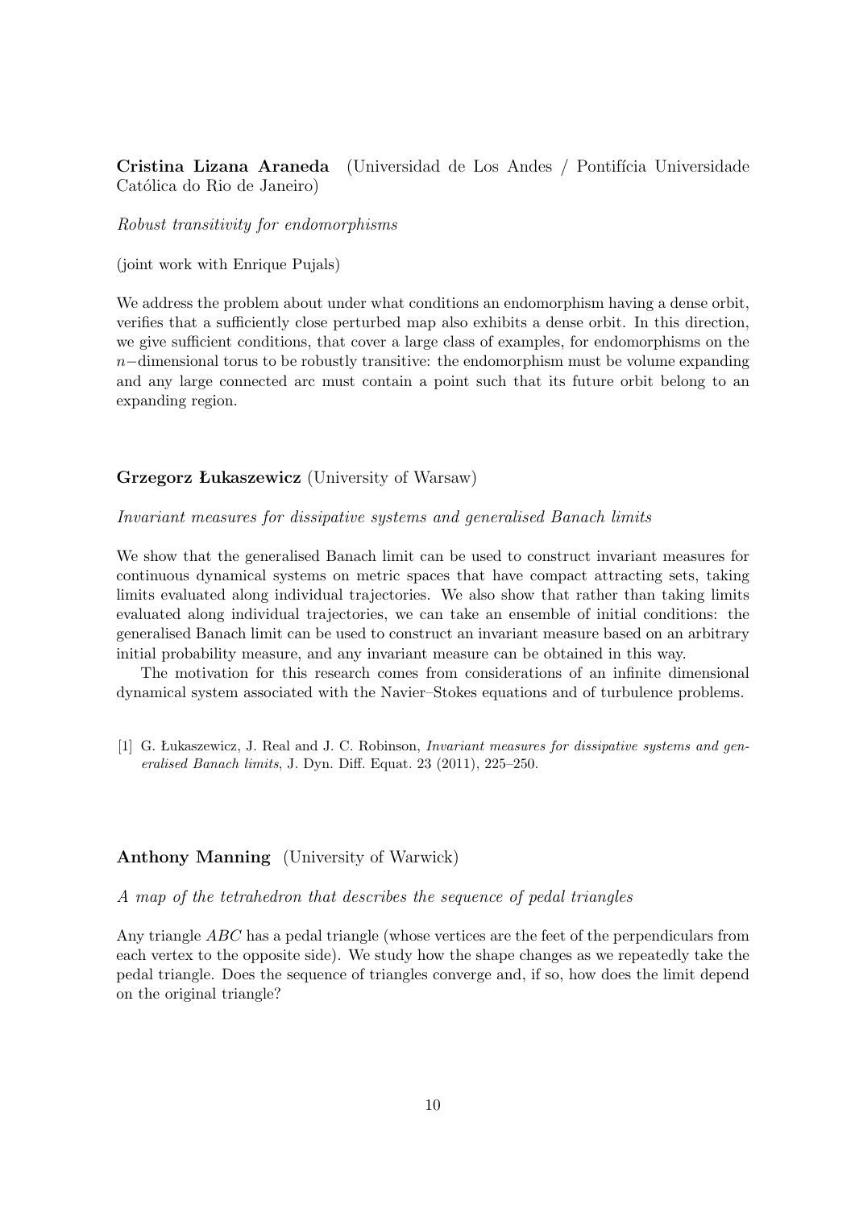**Cristina Lizana Araneda** (Universidad de Los Andes / Pontifícia Universidade Católica do Rio de Janeiro)

*Robust transitivity for endomorphisms*

(joint work with Enrique Pujals)

We address the problem about under what conditions an endomorphism having a dense orbit, verifies that a sufficiently close perturbed map also exhibits a dense orbit. In this direction, we give sufficient conditions, that cover a large class of examples, for endomorphisms on the $n-$dimensional torus to be robustly transitive: the endomorphism must be volume expanding and any large connected arc must contain a point such that its future orbit belong to an expanding region.

**Grzegorz Łukaszewicz** (University of Warsaw)

*Invariant measures for dissipative systems and generalised Banach limits*

We show that the generalised Banach limit can be used to construct invariant measures for continuous dynamical systems on metric spaces that have compact attracting sets, taking limits evaluated along individual trajectories. We also show that rather than taking limits evaluated along individual trajectories, we can take an ensemble of initial conditions: the generalised Banach limit can be used to construct an invariant measure based on an arbitrary initial probability measure, and any invariant measure can be obtained in this way.

The motivation for this research comes from considerations of an infinite dimensional dynamical system associated with the Navier–Stokes equations and of turbulence problems.

[1] G. Łukaszewicz, J. Real and J. C. Robinson, *Invariant measures for dissipative systems and generalised Banach limits*, J. Dyn. Diff. Equat. 23 (2011), 225–250.

**Anthony Manning** (University of Warwick)

*A map of the tetrahedron that describes the sequence of pedal triangles*

Any triangle $ABC$ has a pedal triangle (whose vertices are the feet of the perpendiculars from each vertex to the opposite side). We study how the shape changes as we repeatedly take the pedal triangle. Does the sequence of triangles converge and, if so, how does the limit depend on the original triangle?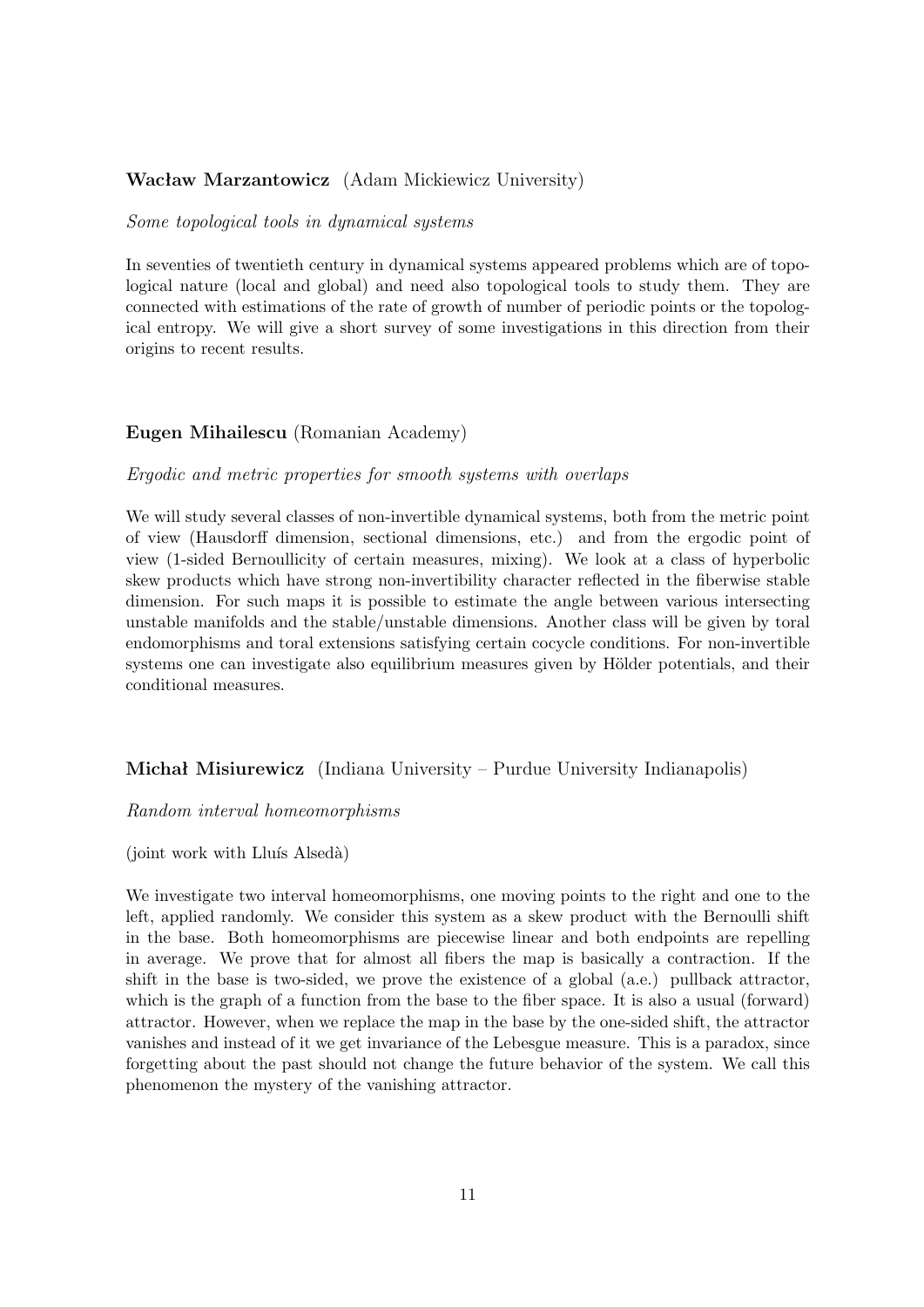**Wacław Marzantowicz** (Adam Mickiewicz University)

*Some topological tools in dynamical systems*

In seventies of twentieth century in dynamical systems appeared problems which are of topological nature (local and global) and need also topological tools to study them. They are connected with estimations of the rate of growth of number of periodic points or the topological entropy. We will give a short survey of some investigations in this direction from their origins to recent results.

**Eugen Mihailescu** (Romanian Academy)

*Ergodic and metric properties for smooth systems with overlaps*

We will study several classes of non-invertible dynamical systems, both from the metric point of view (Hausdorff dimension, sectional dimensions, etc.) and from the ergodic point of view (1-sided Bernoullicity of certain measures, mixing). We look at a class of hyperbolic skew products which have strong non-invertibility character reflected in the fiberwise stable dimension. For such maps it is possible to estimate the angle between various intersecting unstable manifolds and the stable/unstable dimensions. Another class will be given by toral endomorphisms and toral extensions satisfying certain cocycle conditions. For non-invertible systems one can investigate also equilibrium measures given by Hölder potentials, and their conditional measures.

**Michał Misiurewicz** (Indiana University – Purdue University Indianapolis)

*Random interval homeomorphisms*

(joint work with Lluís Alsedà)

We investigate two interval homeomorphisms, one moving points to the right and one to the left, applied randomly. We consider this system as a skew product with the Bernoulli shift in the base. Both homeomorphisms are piecewise linear and both endpoints are repelling in average. We prove that for almost all fibers the map is basically a contraction. If the shift in the base is two-sided, we prove the existence of a global (a.e.) pullback attractor, which is the graph of a function from the base to the fiber space. It is also a usual (forward) attractor. However, when we replace the map in the base by the one-sided shift, the attractor vanishes and instead of it we get invariance of the Lebesgue measure. This is a paradox, since forgetting about the past should not change the future behavior of the system. We call this phenomenon the mystery of the vanishing attractor.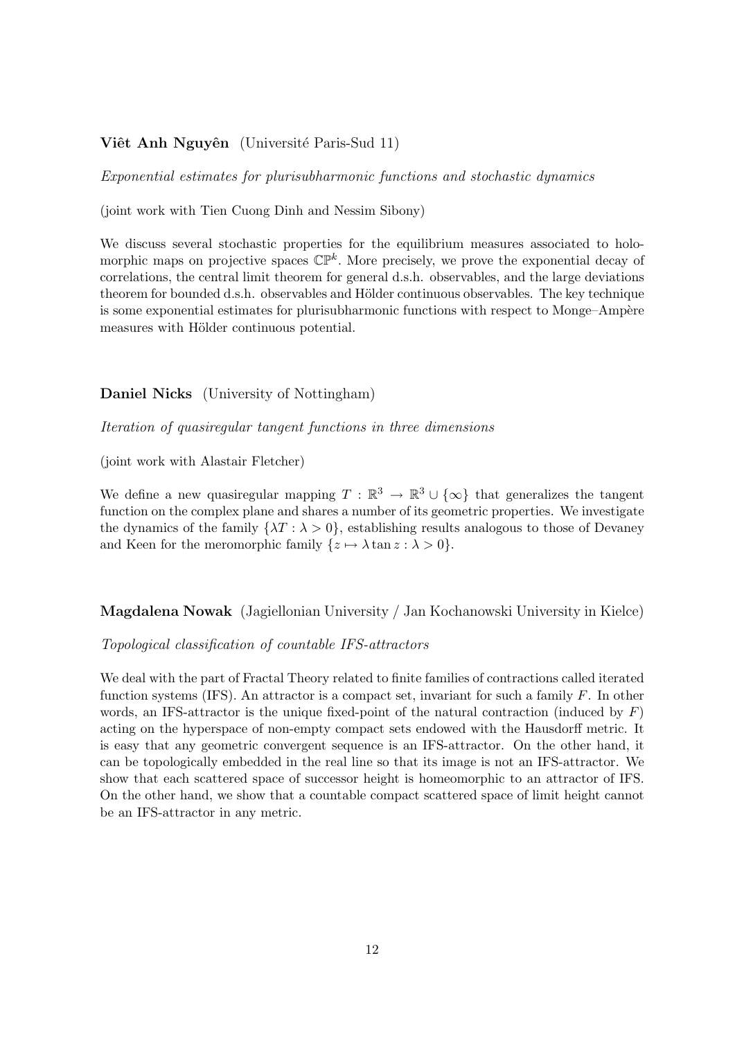**Viêt Anh Nguyên** (Université Paris-Sud 11)

*Exponential estimates for plurisubharmonic functions and stochastic dynamics*

(joint work with Tien Cuong Dinh and Nessim Sibony)

We discuss several stochastic properties for the equilibrium measures associated to holomorphic maps on projective spaces $\mathbb{CP}^k$. More precisely, we prove the exponential decay of correlations, the central limit theorem for general d.s.h. observables, and the large deviations theorem for bounded d.s.h. observables and Hölder continuous observables. The key technique is some exponential estimates for plurisubharmonic functions with respect to Monge–Ampère measures with Hölder continuous potential.

**Daniel Nicks** (University of Nottingham)

*Iteration of quasiregular tangent functions in three dimensions*

(joint work with Alastair Fletcher)

We define a new quasiregular mapping $T : \mathbb{R}^3 \to \mathbb{R}^3 \cup \{\infty\}$ that generalizes the tangent function on the complex plane and shares a number of its geometric properties. We investigate the dynamics of the family $\{\lambda T : \lambda > 0\}$, establishing results analogous to those of Devaney and Keen for the meromorphic family $\{z \mapsto \lambda \tan z : \lambda > 0\}$.

**Magdalena Nowak** (Jagiellonian University / Jan Kochanowski University in Kielce)

*Topological classification of countable IFS-attractors*

We deal with the part of Fractal Theory related to finite families of contractions called iterated function systems (IFS). An attractor is a compact set, invariant for such a family $F$. In other words, an IFS-attractor is the unique fixed-point of the natural contraction (induced by $F$) acting on the hyperspace of non-empty compact sets endowed with the Hausdorff metric. It is easy that any geometric convergent sequence is an IFS-attractor. On the other hand, it can be topologically embedded in the real line so that its image is not an IFS-attractor. We show that each scattered space of successor height is homeomorphic to an attractor of IFS. On the other hand, we show that a countable compact scattered space of limit height cannot be an IFS-attractor in any metric.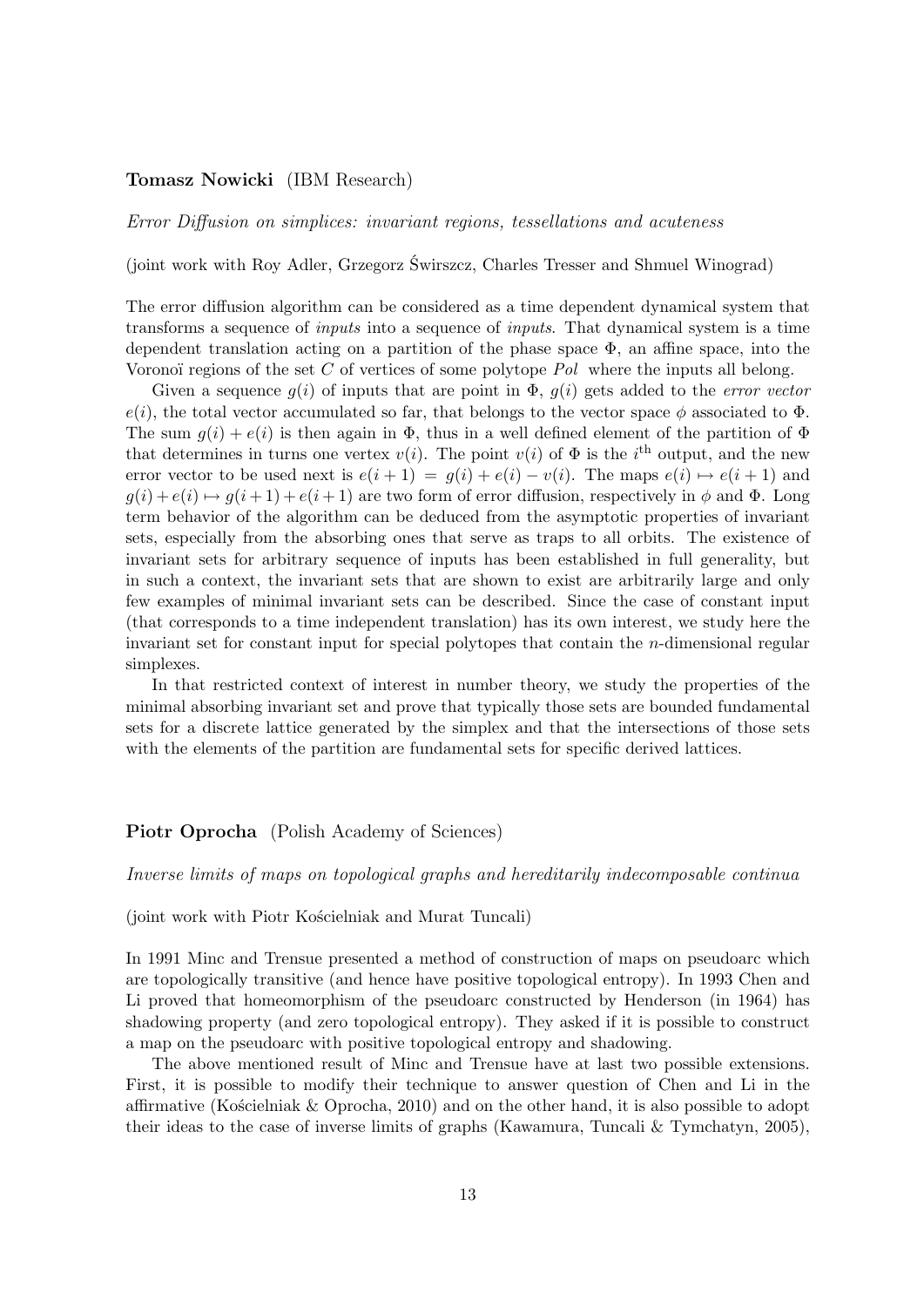**Tomasz Nowicki** (IBM Research)

*Error Diffusion on simplices: invariant regions, tessellations and acuteness*

(joint work with Roy Adler, Grzegorz Świrszcz, Charles Tresser and Shmuel Winograd)

The error diffusion algorithm can be considered as a time dependent dynamical system that transforms a sequence of *inputs* into a sequence of *inputs*. That dynamical system is a time dependent translation acting on a partition of the phase space $\Phi$, an affine space, into the Voronoï regions of the set $C$ of vertices of some polytope $Pol$ where the inputs all belong.

Given a sequence $g(i)$ of inputs that are point in $\Phi$, $g(i)$ gets added to the *error vector* $e(i)$, the total vector accumulated so far, that belongs to the vector space $\phi$ associated to $\Phi$. The sum $g(i) + e(i)$ is then again in $\Phi$, thus in a well defined element of the partition of $\Phi$ that determines in turns one vertex $v(i)$. The point $v(i)$ of $\Phi$ is the $i^{\text{th}}$ output, and the new error vector to be used next is $e(i + 1) = g(i) + e(i) - v(i)$. The maps $e(i) \mapsto e(i + 1)$ and $g(i) + e(i) \mapsto g(i + 1) + e(i + 1)$ are two form of error diffusion, respectively in $\phi$ and $\Phi$. Long term behavior of the algorithm can be deduced from the asymptotic properties of invariant sets, especially from the absorbing ones that serve as traps to all orbits. The existence of invariant sets for arbitrary sequence of inputs has been established in full generality, but in such a context, the invariant sets that are shown to exist are arbitrarily large and only few examples of minimal invariant sets can be described. Since the case of constant input (that corresponds to a time independent translation) has its own interest, we study here the invariant set for constant input for special polytopes that contain the $n$-dimensional regular simplexes.

In that restricted context of interest in number theory, we study the properties of the minimal absorbing invariant set and prove that typically those sets are bounded fundamental sets for a discrete lattice generated by the simplex and that the intersections of those sets with the elements of the partition are fundamental sets for specific derived lattices.

**Piotr Oprocha** (Polish Academy of Sciences)

*Inverse limits of maps on topological graphs and hereditarily indecomposable continua*

(joint work with Piotr Kościelniak and Murat Tuncali)

In 1991 Minc and Trensue presented a method of construction of maps on pseudoarc which are topologically transitive (and hence have positive topological entropy). In 1993 Chen and Li proved that homeomorphism of the pseudoarc constructed by Henderson (in 1964) has shadowing property (and zero topological entropy). They asked if it is possible to construct a map on the pseudoarc with positive topological entropy and shadowing.

The above mentioned result of Minc and Trensue have at last two possible extensions. First, it is possible to modify their technique to answer question of Chen and Li in the affirmative (Kościelniak & Oprocha, 2010) and on the other hand, it is also possible to adopt their ideas to the case of inverse limits of graphs (Kawamura, Tuncali & Tymchatyn, 2005),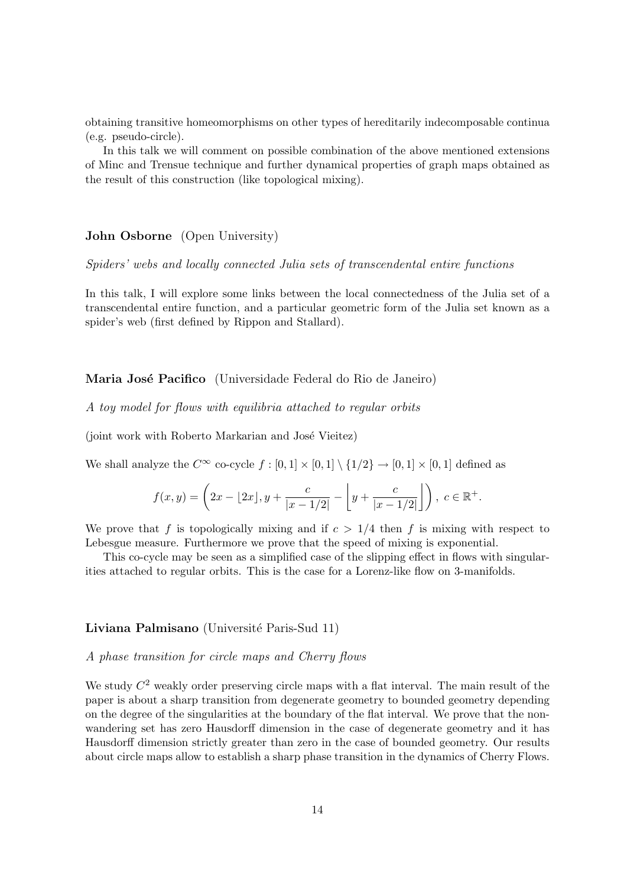obtaining transitive homeomorphisms on other types of hereditarily indecomposable continua (e.g. pseudo-circle).

In this talk we will comment on possible combination of the above mentioned extensions of Minc and Trensue technique and further dynamical properties of graph maps obtained as the result of this construction (like topological mixing).

### **John Osborne** (Open University)

*Spiders' webs and locally connected Julia sets of transcendental entire functions*

In this talk, I will explore some links between the local connectedness of the Julia set of a transcendental entire function, and a particular geometric form of the Julia set known as a spider's web (first defined by Rippon and Stallard).

### **Maria José Pacifico** (Universidade Federal do Rio de Janeiro)

*A toy model for flows with equilibria attached to regular orbits*

(joint work with Roberto Markarian and José Vieitez)

We shall analyze the $C^\infty$ co-cycle $f : [0,1] \times [0,1] \setminus \{1/2\} \to [0,1] \times [0,1]$ defined as

$$f(x,y) = \left(2x - \lfloor 2x \rfloor, y + \frac{c}{|x - 1/2|} - \left\lfloor y + \frac{c}{|x - 1/2|} \right\rfloor \right),\ c \in \mathbb{R}^+.$$

We prove that $f$ is topologically mixing and if $c > 1/4$ then $f$ is mixing with respect to Lebesgue measure. Furthermore we prove that the speed of mixing is exponential.

This co-cycle may be seen as a simplified case of the slipping effect in flows with singularities attached to regular orbits. This is the case for a Lorenz-like flow on 3-manifolds.

### **Liviana Palmisano** (Université Paris-Sud 11)

*A phase transition for circle maps and Cherry flows*

We study $C^2$ weakly order preserving circle maps with a flat interval. The main result of the paper is about a sharp transition from degenerate geometry to bounded geometry depending on the degree of the singularities at the boundary of the flat interval. We prove that the non-wandering set has zero Hausdorff dimension in the case of degenerate geometry and it has Hausdorff dimension strictly greater than zero in the case of bounded geometry. Our results about circle maps allow to establish a sharp phase transition in the dynamics of Cherry Flows.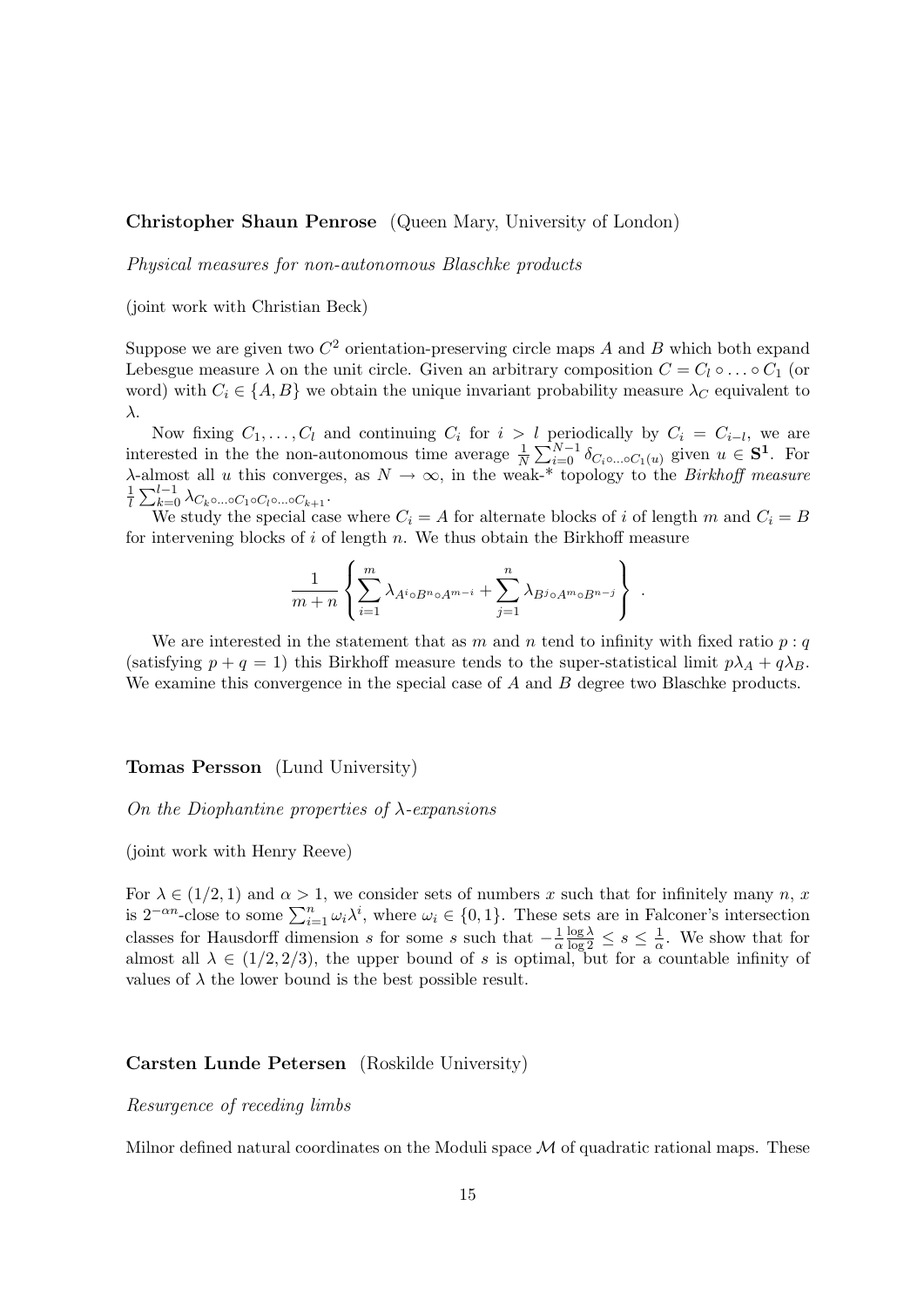**Christopher Shaun Penrose** (Queen Mary, University of London)

*Physical measures for non-autonomous Blaschke products*

(joint work with Christian Beck)

Suppose we are given two $C^2$ orientation-preserving circle maps $A$ and $B$ which both expand Lebesgue measure $\lambda$ on the unit circle. Given an arbitrary composition $C = C_l \circ \ldots \circ C_1$ (or word) with $C_i \in \{A, B\}$ we obtain the unique invariant probability measure $\lambda_C$ equivalent to $\lambda$.

Now fixing $C_1, \ldots, C_l$ and continuing $C_i$ for $i > l$ periodically by $C_i = C_{i-l}$, we are interested in the the non-autonomous time average $\frac{1}{N}\sum_{i=0}^{N-1} \delta_{C_i \circ \ldots \circ C_1(u)}$ given $u \in \mathbf{S^1}$. For $\lambda$-almost all $u$ this converges, as $N \to \infty$, in the weak-* topology to the *Birkhoff measure* $\frac{1}{l}\sum_{k=0}^{l-1} \lambda_{C_k \circ \ldots \circ C_1 \circ C_l \circ \ldots \circ C_{k+1}}$.

We study the special case where $C_i = A$ for alternate blocks of $i$ of length $m$ and $C_i = B$ for intervening blocks of $i$ of length $n$. We thus obtain the Birkhoff measure

$$\frac{1}{m+n}\left\{\sum_{i=1}^{m} \lambda_{A^i \circ B^n \circ A^{m-i}} + \sum_{j=1}^{n} \lambda_{B^j \circ A^m \circ B^{n-j}}\right\} .$$

We are interested in the statement that as $m$ and $n$ tend to infinity with fixed ratio $p : q$ (satisfying $p + q = 1$) this Birkhoff measure tends to the super-statistical limit $p\lambda_A + q\lambda_B$. We examine this convergence in the special case of $A$ and $B$ degree two Blaschke products.

**Tomas Persson** (Lund University)

*On the Diophantine properties of $\lambda$-expansions*

(joint work with Henry Reeve)

For $\lambda \in (1/2, 1)$ and $\alpha > 1$, we consider sets of numbers $x$ such that for infinitely many $n$, $x$ is $2^{-\alpha n}$-close to some $\sum_{i=1}^{n} \omega_i \lambda^i$, where $\omega_i \in \{0, 1\}$. These sets are in Falconer's intersection classes for Hausdorff dimension $s$ for some $s$ such that $-\frac{1}{\alpha}\frac{\log \lambda}{\log 2} \leq s \leq \frac{1}{\alpha}$. We show that for almost all $\lambda \in (1/2, 2/3)$, the upper bound of $s$ is optimal, but for a countable infinity of values of $\lambda$ the lower bound is the best possible result.

**Carsten Lunde Petersen** (Roskilde University)

*Resurgence of receding limbs*

Milnor defined natural coordinates on the Moduli space $\mathcal{M}$ of quadratic rational maps. These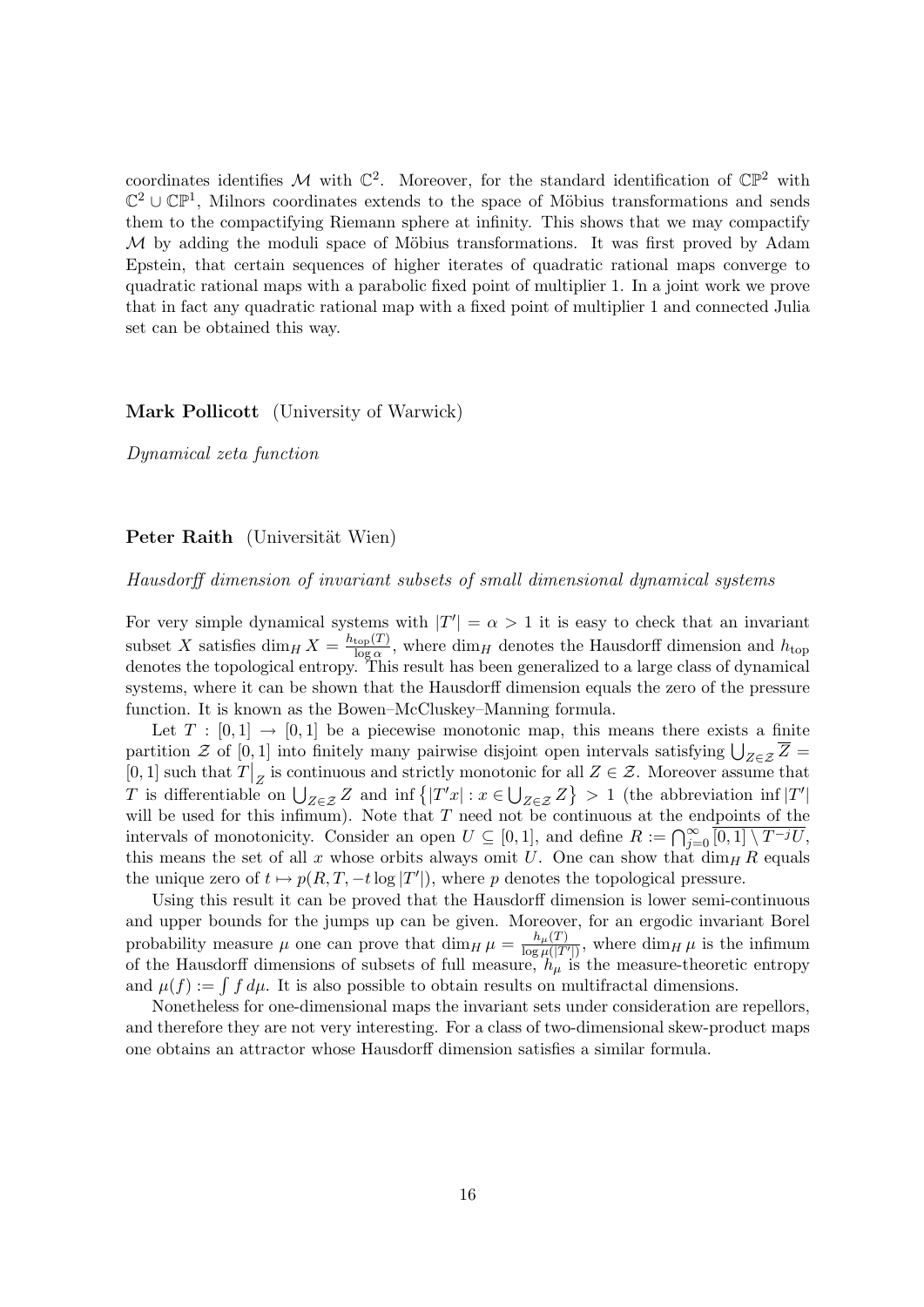coordinates identifies $\mathcal{M}$ with $\mathbb{C}^2$. Moreover, for the standard identification of $\mathbb{CP}^2$ with $\mathbb{C}^2 \cup \mathbb{CP}^1$, Milnors coordinates extends to the space of Möbius transformations and sends them to the compactifying Riemann sphere at infinity. This shows that we may compactify $\mathcal{M}$ by adding the moduli space of Möbius transformations. It was first proved by Adam Epstein, that certain sequences of higher iterates of quadratic rational maps converge to quadratic rational maps with a parabolic fixed point of multiplier 1. In a joint work we prove that in fact any quadratic rational map with a fixed point of multiplier 1 and connected Julia set can be obtained this way.

**Mark Pollicott** (University of Warwick)

*Dynamical zeta function*

**Peter Raith** (Universität Wien)

*Hausdorff dimension of invariant subsets of small dimensional dynamical systems*

For very simple dynamical systems with $|T'| = \alpha > 1$ it is easy to check that an invariant subset $X$ satisfies $\dim_H X = \frac{h_{\text{top}}(T)}{\log \alpha}$, where $\dim_H$ denotes the Hausdorff dimension and $h_{\text{top}}$ denotes the topological entropy. This result has been generalized to a large class of dynamical systems, where it can be shown that the Hausdorff dimension equals the zero of the pressure function. It is known as the Bowen–McCluskey–Manning formula.

Let $T : [0,1] \to [0,1]$ be a piecewise monotonic map, this means there exists a finite partition $\mathcal{Z}$ of $[0,1]$ into finitely many pairwise disjoint open intervals satisfying $\bigcup_{Z \in \mathcal{Z}} \overline{Z} = [0,1]$ such that $T\big|_Z$ is continuous and strictly monotonic for all $Z \in \mathcal{Z}$. Moreover assume that $T$ is differentiable on $\bigcup_{Z \in \mathcal{Z}} Z$ and $\inf \left\{ |T'x| : x \in \bigcup_{Z \in \mathcal{Z}} Z \right\} > 1$ (the abbreviation $\inf |T'|$ will be used for this infimum). Note that $T$ need not be continuous at the endpoints of the intervals of monotonicity. Consider an open $U \subseteq [0,1]$, and define $R := \bigcap_{j=0}^{\infty} \overline{[0,1] \setminus T^{-j} U}$, this means the set of all $x$ whose orbits always omit $U$. One can show that $\dim_H R$ equals the unique zero of $t \mapsto p(R, T, -t \log |T'|)$, where $p$ denotes the topological pressure.

Using this result it can be proved that the Hausdorff dimension is lower semi-continuous and upper bounds for the jumps up can be given. Moreover, for an ergodic invariant Borel probability measure $\mu$ one can prove that $\dim_H \mu = \frac{h_\mu(T)}{\log \mu(|T'|)}$, where $\dim_H \mu$ is the infimum of the Hausdorff dimensions of subsets of full measure, $h_\mu$ is the measure-theoretic entropy and $\mu(f) := \int f \, d\mu$. It is also possible to obtain results on multifractal dimensions.

Nonetheless for one-dimensional maps the invariant sets under consideration are repellors, and therefore they are not very interesting. For a class of two-dimensional skew-product maps one obtains an attractor whose Hausdorff dimension satisfies a similar formula.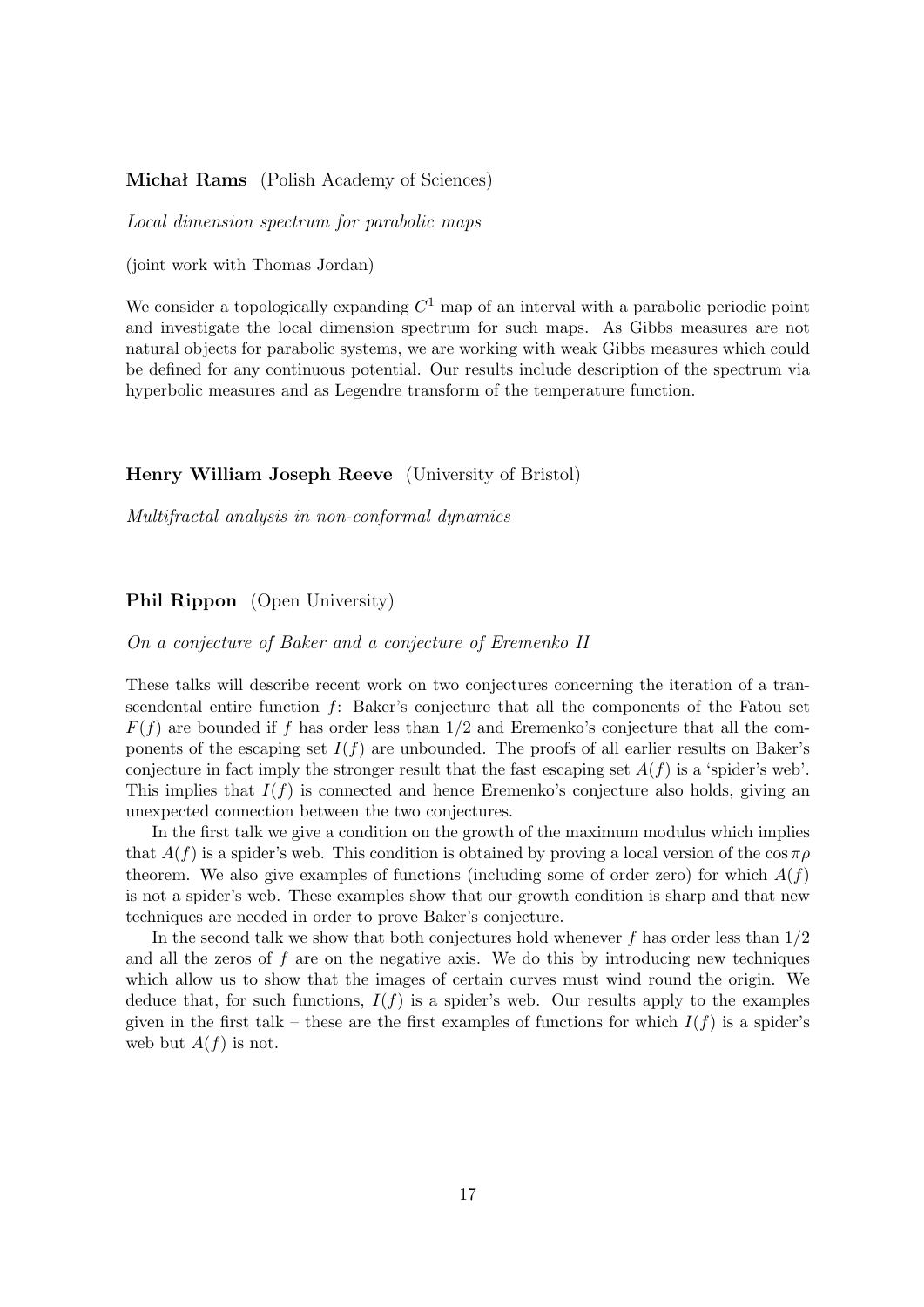**Michał Rams** (Polish Academy of Sciences)

*Local dimension spectrum for parabolic maps*

(joint work with Thomas Jordan)

We consider a topologically expanding $C^1$ map of an interval with a parabolic periodic point and investigate the local dimension spectrum for such maps. As Gibbs measures are not natural objects for parabolic systems, we are working with weak Gibbs measures which could be defined for any continuous potential. Our results include description of the spectrum via hyperbolic measures and as Legendre transform of the temperature function.

**Henry William Joseph Reeve** (University of Bristol)

*Multifractal analysis in non-conformal dynamics*

**Phil Rippon** (Open University)

*On a conjecture of Baker and a conjecture of Eremenko II*

These talks will describe recent work on two conjectures concerning the iteration of a transcendental entire function $f$: Baker's conjecture that all the components of the Fatou set $F(f)$ are bounded if $f$ has order less than $1/2$ and Eremenko's conjecture that all the components of the escaping set $I(f)$ are unbounded. The proofs of all earlier results on Baker's conjecture in fact imply the stronger result that the fast escaping set $A(f)$ is a 'spider's web'. This implies that $I(f)$ is connected and hence Eremenko's conjecture also holds, giving an unexpected connection between the two conjectures.

In the first talk we give a condition on the growth of the maximum modulus which implies that $A(f)$ is a spider's web. This condition is obtained by proving a local version of the $\cos \pi\rho$ theorem. We also give examples of functions (including some of order zero) for which $A(f)$ is not a spider's web. These examples show that our growth condition is sharp and that new techniques are needed in order to prove Baker's conjecture.

In the second talk we show that both conjectures hold whenever $f$ has order less than $1/2$ and all the zeros of $f$ are on the negative axis. We do this by introducing new techniques which allow us to show that the images of certain curves must wind round the origin. We deduce that, for such functions, $I(f)$ is a spider's web. Our results apply to the examples given in the first talk – these are the first examples of functions for which $I(f)$ is a spider's web but $A(f)$ is not.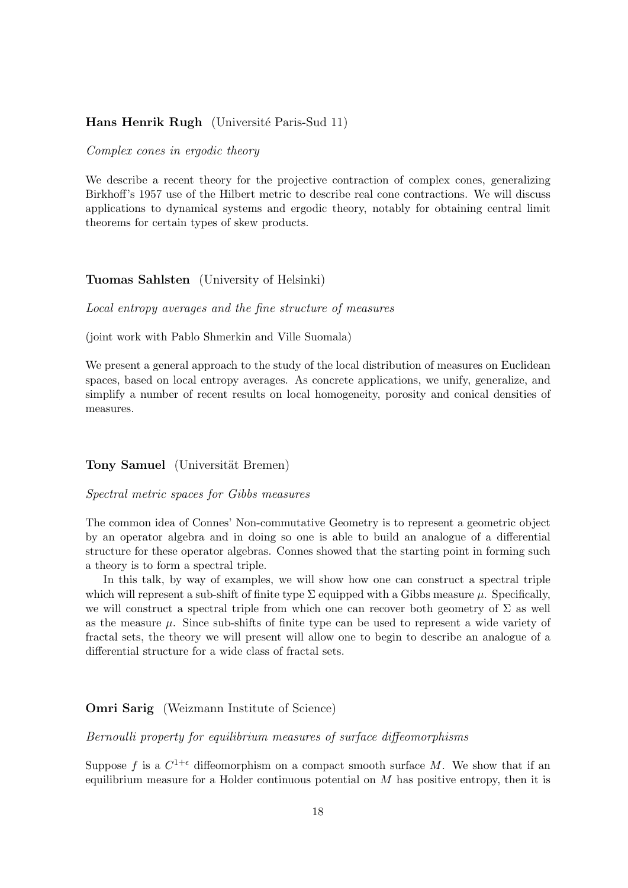**Hans Henrik Rugh** (Université Paris-Sud 11)

*Complex cones in ergodic theory*

We describe a recent theory for the projective contraction of complex cones, generalizing Birkhoff's 1957 use of the Hilbert metric to describe real cone contractions. We will discuss applications to dynamical systems and ergodic theory, notably for obtaining central limit theorems for certain types of skew products.

**Tuomas Sahlsten** (University of Helsinki)

*Local entropy averages and the fine structure of measures*

(joint work with Pablo Shmerkin and Ville Suomala)

We present a general approach to the study of the local distribution of measures on Euclidean spaces, based on local entropy averages. As concrete applications, we unify, generalize, and simplify a number of recent results on local homogeneity, porosity and conical densities of measures.

**Tony Samuel** (Universität Bremen)

*Spectral metric spaces for Gibbs measures*

The common idea of Connes' Non-commutative Geometry is to represent a geometric object by an operator algebra and in doing so one is able to build an analogue of a differential structure for these operator algebras. Connes showed that the starting point in forming such a theory is to form a spectral triple.

In this talk, by way of examples, we will show how one can construct a spectral triple which will represent a sub-shift of finite type $\Sigma$ equipped with a Gibbs measure $\mu$. Specifically, we will construct a spectral triple from which one can recover both geometry of $\Sigma$ as well as the measure $\mu$. Since sub-shifts of finite type can be used to represent a wide variety of fractal sets, the theory we will present will allow one to begin to describe an analogue of a differential structure for a wide class of fractal sets.

**Omri Sarig** (Weizmann Institute of Science)

*Bernoulli property for equilibrium measures of surface diffeomorphisms*

Suppose $f$ is a $C^{1+\epsilon}$ diffeomorphism on a compact smooth surface $M$. We show that if an equilibrium measure for a Holder continuous potential on $M$ has positive entropy, then it is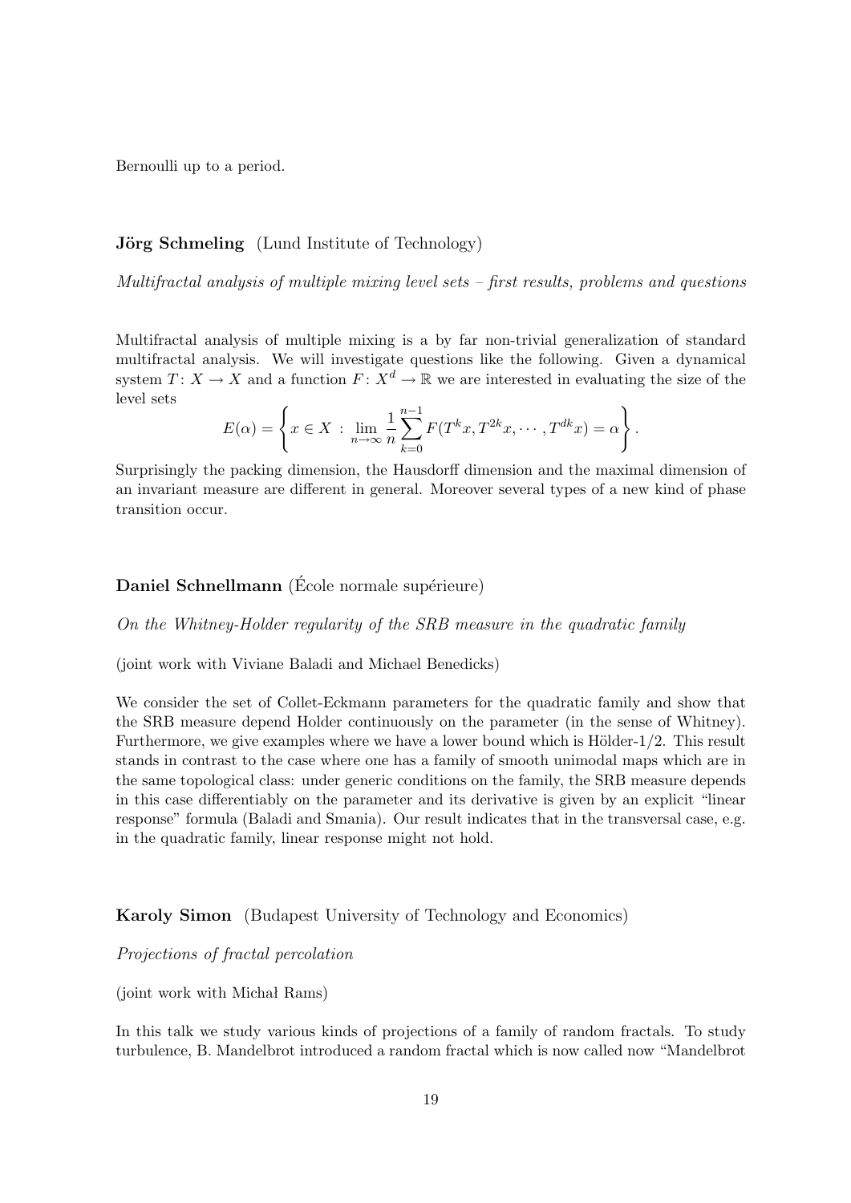Bernoulli up to a period.

**Jörg Schmeling** (Lund Institute of Technology)

*Multifractal analysis of multiple mixing level sets – first results, problems and questions*

Multifractal analysis of multiple mixing is a by far non-trivial generalization of standard multifractal analysis. We will investigate questions like the following. Given a dynamical system $T\colon X \to X$ and a function $F\colon X^d \to \mathbb{R}$ we are interested in evaluating the size of the level sets

$$E(\alpha) = \left\{ x \in X \;:\; \lim_{n\to\infty} \frac{1}{n} \sum_{k=0}^{n-1} F(T^k x, T^{2k}x, \cdots, T^{dk}x) = \alpha \right\}.$$

Surprisingly the packing dimension, the Hausdorff dimension and the maximal dimension of an invariant measure are different in general. Moreover several types of a new kind of phase transition occur.

**Daniel Schnellmann** (École normale supérieure)

*On the Whitney-Holder regularity of the SRB measure in the quadratic family*

(joint work with Viviane Baladi and Michael Benedicks)

We consider the set of Collet-Eckmann parameters for the quadratic family and show that the SRB measure depend Holder continuously on the parameter (in the sense of Whitney). Furthermore, we give examples where we have a lower bound which is Hölder-$1/2$. This result stands in contrast to the case where one has a family of smooth unimodal maps which are in the same topological class: under generic conditions on the family, the SRB measure depends in this case differentiably on the parameter and its derivative is given by an explicit "linear response" formula (Baladi and Smania). Our result indicates that in the transversal case, e.g. in the quadratic family, linear response might not hold.

**Karoly Simon** (Budapest University of Technology and Economics)

*Projections of fractal percolation*

(joint work with Michał Rams)

In this talk we study various kinds of projections of a family of random fractals. To study turbulence, B. Mandelbrot introduced a random fractal which is now called now "Mandelbrot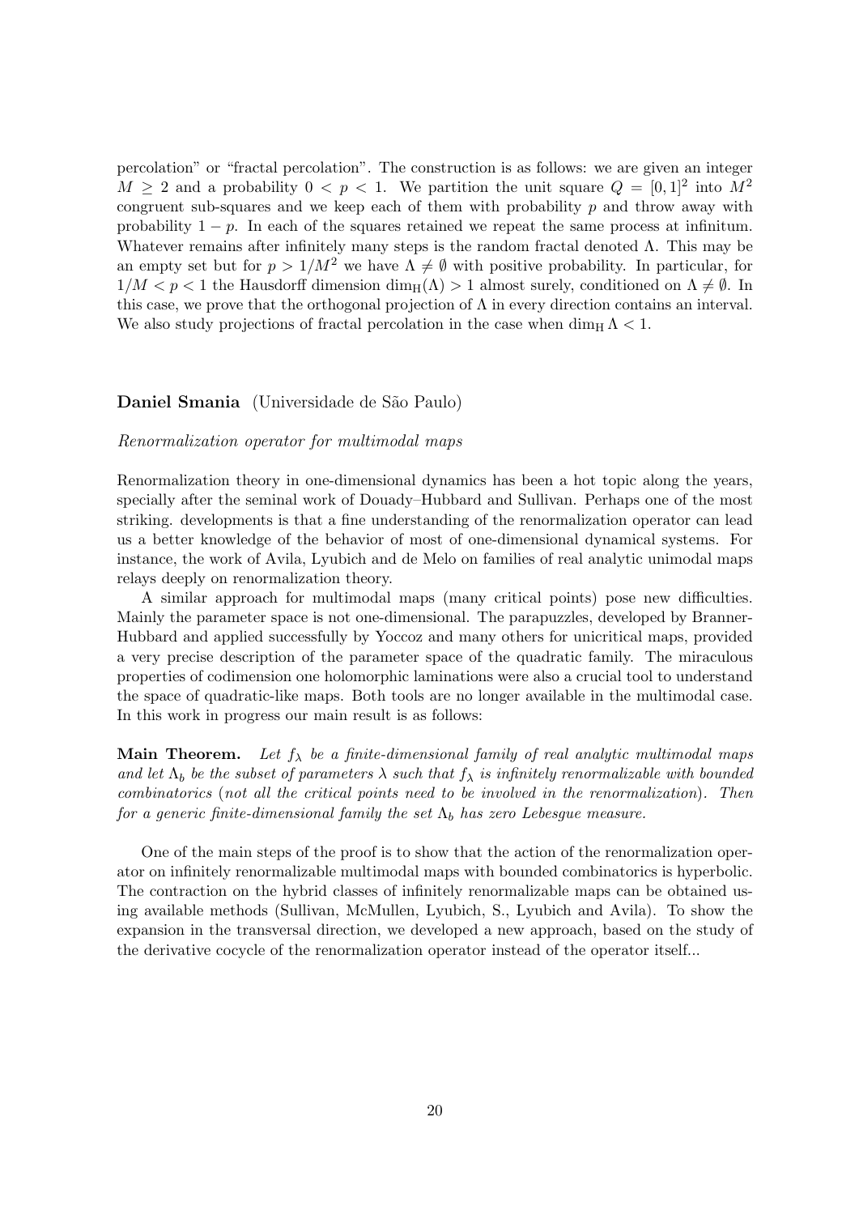percolation" or "fractal percolation". The construction is as follows: we are given an integer $M \geq 2$ and a probability $0 < p < 1$. We partition the unit square $Q = [0,1]^2$ into $M^2$ congruent sub-squares and we keep each of them with probability $p$ and throw away with probability $1 - p$. In each of the squares retained we repeat the same process at infinitum. Whatever remains after infinitely many steps is the random fractal denoted $\Lambda$. This may be an empty set but for $p > 1/M^2$ we have $\Lambda \neq \emptyset$ with positive probability. In particular, for $1/M < p < 1$ the Hausdorff dimension $\dim_{\mathrm{H}}(\Lambda) > 1$ almost surely, conditioned on $\Lambda \neq \emptyset$. In this case, we prove that the orthogonal projection of $\Lambda$ in every direction contains an interval. We also study projections of fractal percolation in the case when $\dim_{\mathrm{H}} \Lambda < 1$.

### **Daniel Smania** (Universidade de São Paulo)

*Renormalization operator for multimodal maps*

Renormalization theory in one-dimensional dynamics has been a hot topic along the years, specially after the seminal work of Douady–Hubbard and Sullivan. Perhaps one of the most striking. developments is that a fine understanding of the renormalization operator can lead us a better knowledge of the behavior of most of one-dimensional dynamical systems. For instance, the work of Avila, Lyubich and de Melo on families of real analytic unimodal maps relays deeply on renormalization theory.

A similar approach for multimodal maps (many critical points) pose new difficulties. Mainly the parameter space is not one-dimensional. The parapuzzles, developed by Branner-Hubbard and applied successfully by Yoccoz and many others for unicritical maps, provided a very precise description of the parameter space of the quadratic family. The miraculous properties of codimension one holomorphic laminations were also a crucial tool to understand the space of quadratic-like maps. Both tools are no longer available in the multimodal case. In this work in progress our main result is as follows:

**Main Theorem.** *Let $f_\lambda$ be a finite-dimensional family of real analytic multimodal maps and let $\Lambda_b$ be the subset of parameters $\lambda$ such that $f_\lambda$ is infinitely renormalizable with bounded combinatorics* (*not all the critical points need to be involved in the renormalization*)*. Then for a generic finite-dimensional family the set $\Lambda_b$ has zero Lebesgue measure.*

One of the main steps of the proof is to show that the action of the renormalization operator on infinitely renormalizable multimodal maps with bounded combinatorics is hyperbolic. The contraction on the hybrid classes of infinitely renormalizable maps can be obtained using available methods (Sullivan, McMullen, Lyubich, S., Lyubich and Avila). To show the expansion in the transversal direction, we developed a new approach, based on the study of the derivative cocycle of the renormalization operator instead of the operator itself...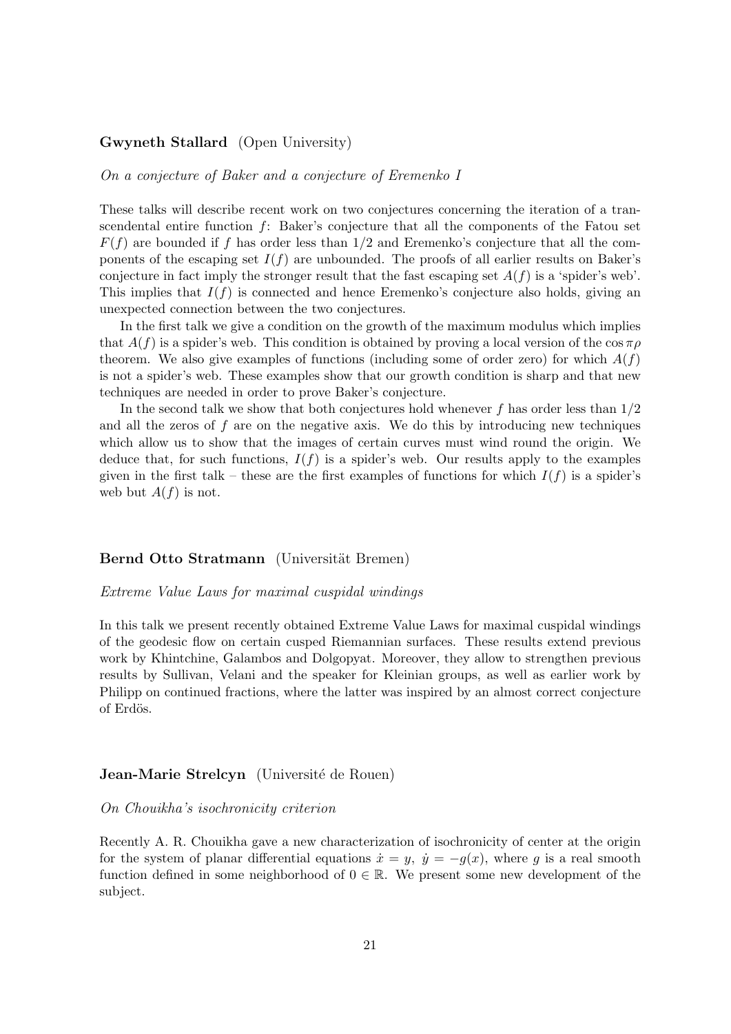**Gwyneth Stallard** (Open University)

*On a conjecture of Baker and a conjecture of Eremenko I*

These talks will describe recent work on two conjectures concerning the iteration of a transcendental entire function $f$: Baker's conjecture that all the components of the Fatou set $F(f)$ are bounded if $f$ has order less than $1/2$ and Eremenko's conjecture that all the components of the escaping set $I(f)$ are unbounded. The proofs of all earlier results on Baker's conjecture in fact imply the stronger result that the fast escaping set $A(f)$ is a 'spider's web'. This implies that $I(f)$ is connected and hence Eremenko's conjecture also holds, giving an unexpected connection between the two conjectures.

In the first talk we give a condition on the growth of the maximum modulus which implies that $A(f)$ is a spider's web. This condition is obtained by proving a local version of the $\cos \pi\rho$ theorem. We also give examples of functions (including some of order zero) for which $A(f)$ is not a spider's web. These examples show that our growth condition is sharp and that new techniques are needed in order to prove Baker's conjecture.

In the second talk we show that both conjectures hold whenever $f$ has order less than $1/2$ and all the zeros of $f$ are on the negative axis. We do this by introducing new techniques which allow us to show that the images of certain curves must wind round the origin. We deduce that, for such functions, $I(f)$ is a spider's web. Our results apply to the examples given in the first talk – these are the first examples of functions for which $I(f)$ is a spider's web but $A(f)$ is not.

**Bernd Otto Stratmann** (Universität Bremen)

*Extreme Value Laws for maximal cuspidal windings*

In this talk we present recently obtained Extreme Value Laws for maximal cuspidal windings of the geodesic flow on certain cusped Riemannian surfaces. These results extend previous work by Khintchine, Galambos and Dolgopyat. Moreover, they allow to strengthen previous results by Sullivan, Velani and the speaker for Kleinian groups, as well as earlier work by Philipp on continued fractions, where the latter was inspired by an almost correct conjecture of Erdös.

**Jean-Marie Strelcyn** (Université de Rouen)

*On Chouikha's isochronicity criterion*

Recently A. R. Chouikha gave a new characterization of isochronicity of center at the origin for the system of planar differential equations $\dot{x} = y$, $\dot{y} = -g(x)$, where $g$ is a real smooth function defined in some neighborhood of $0 \in \mathbb{R}$. We present some new development of the subject.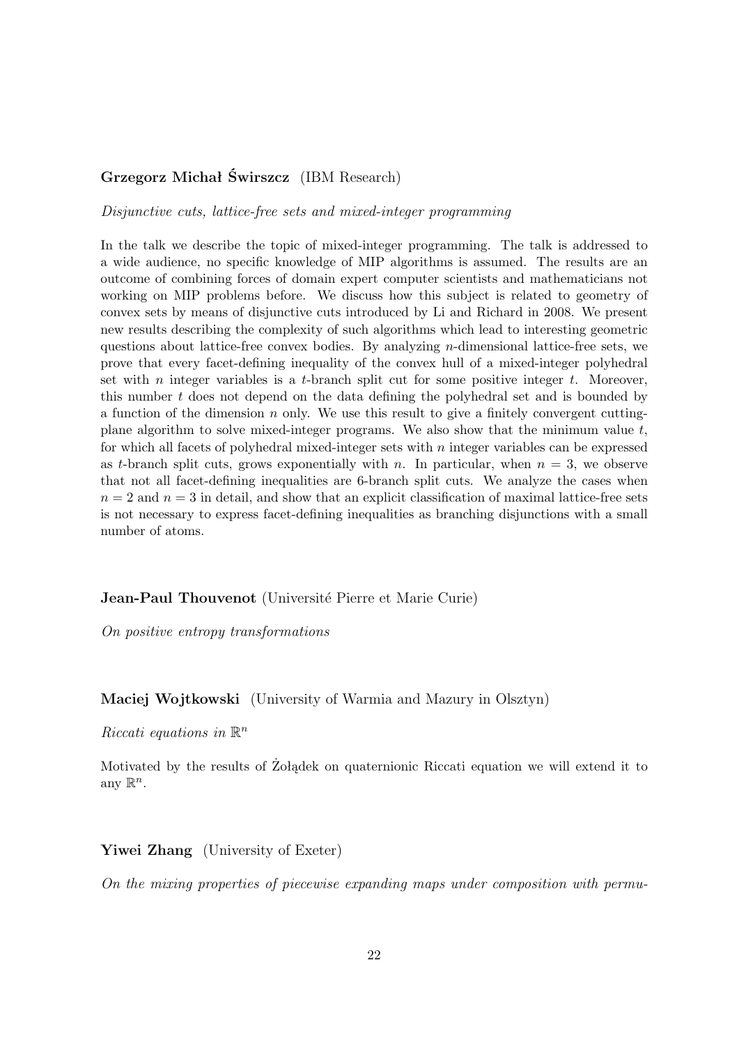**Grzegorz Michał Świrszcz** (IBM Research)

*Disjunctive cuts, lattice-free sets and mixed-integer programming*

In the talk we describe the topic of mixed-integer programming. The talk is addressed to a wide audience, no specific knowledge of MIP algorithms is assumed. The results are an outcome of combining forces of domain expert computer scientists and mathematicians not working on MIP problems before. We discuss how this subject is related to geometry of convex sets by means of disjunctive cuts introduced by Li and Richard in 2008. We present new results describing the complexity of such algorithms which lead to interesting geometric questions about lattice-free convex bodies. By analyzing $n$-dimensional lattice-free sets, we prove that every facet-defining inequality of the convex hull of a mixed-integer polyhedral set with $n$ integer variables is a $t$-branch split cut for some positive integer $t$. Moreover, this number $t$ does not depend on the data defining the polyhedral set and is bounded by a function of the dimension $n$ only. We use this result to give a finitely convergent cutting-plane algorithm to solve mixed-integer programs. We also show that the minimum value $t$, for which all facets of polyhedral mixed-integer sets with $n$ integer variables can be expressed as $t$-branch split cuts, grows exponentially with $n$. In particular, when $n = 3$, we observe that not all facet-defining inequalities are 6-branch split cuts. We analyze the cases when $n = 2$ and $n = 3$ in detail, and show that an explicit classification of maximal lattice-free sets is not necessary to express facet-defining inequalities as branching disjunctions with a small number of atoms.

**Jean-Paul Thouvenot** (Université Pierre et Marie Curie)

*On positive entropy transformations*

**Maciej Wojtkowski** (University of Warmia and Mazury in Olsztyn)

*Riccati equations in $\mathbb{R}^n$*

Motivated by the results of Żołądek on quaternionic Riccati equation we will extend it to any $\mathbb{R}^n$.

**Yiwei Zhang** (University of Exeter)

*On the mixing properties of piecewise expanding maps under composition with permu-*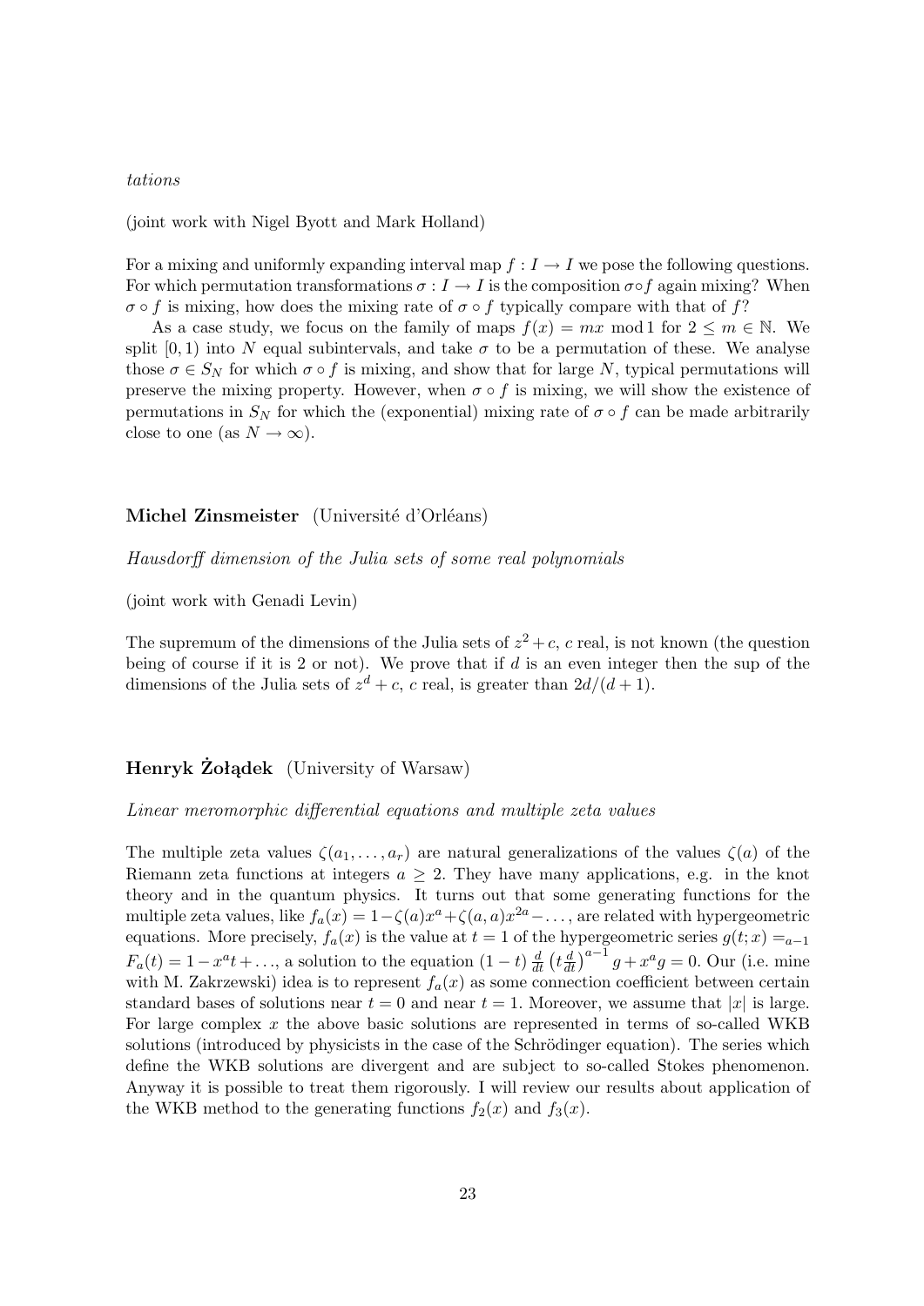*tations*

(joint work with Nigel Byott and Mark Holland)

For a mixing and uniformly expanding interval map $f : I \to I$ we pose the following questions. For which permutation transformations $\sigma : I \to I$ is the composition $\sigma \circ f$ again mixing? When $\sigma \circ f$ is mixing, how does the mixing rate of $\sigma \circ f$ typically compare with that of $f$?

As a case study, we focus on the family of maps $f(x) = mx \bmod 1$ for $2 \leq m \in \mathbb{N}$. We split $[0, 1)$ into $N$ equal subintervals, and take $\sigma$ to be a permutation of these. We analyse those $\sigma \in S_N$ for which $\sigma \circ f$ is mixing, and show that for large $N$, typical permutations will preserve the mixing property. However, when $\sigma \circ f$ is mixing, we will show the existence of permutations in $S_N$ for which the (exponential) mixing rate of $\sigma \circ f$ can be made arbitrarily close to one (as $N \to \infty$).

### **Michel Zinsmeister** (Université d'Orléans)

*Hausdorff dimension of the Julia sets of some real polynomials*

(joint work with Genadi Levin)

The supremum of the dimensions of the Julia sets of $z^2 + c$, $c$ real, is not known (the question being of course if it is 2 or not). We prove that if $d$ is an even integer then the sup of the dimensions of the Julia sets of $z^d + c$, $c$ real, is greater than $2d/(d + 1)$.

### **Henryk Żołądek** (University of Warsaw)

*Linear meromorphic differential equations and multiple zeta values*

The multiple zeta values $\zeta(a_1, \ldots, a_r)$ are natural generalizations of the values $\zeta(a)$ of the Riemann zeta functions at integers $a \geq 2$. They have many applications, e.g. in the knot theory and in the quantum physics. It turns out that some generating functions for the multiple zeta values, like $f_a(x) = 1 - \zeta(a)x^a + \zeta(a, a)x^{2a} - \ldots$, are related with hypergeometric equations. More precisely, $f_a(x)$ is the value at $t = 1$ of the hypergeometric series $g(t; x) = {}_{a-1}F_a(t) = 1 - x^a t + \ldots$, a solution to the equation $(1 - t)\frac{d}{dt}\left(t\frac{d}{dt}\right)^{a-1} g + x^a g = 0$. Our (i.e. mine with M. Zakrzewski) idea is to represent $f_a(x)$ as some connection coefficient between certain standard bases of solutions near $t = 0$ and near $t = 1$. Moreover, we assume that $|x|$ is large. For large complex $x$ the above basic solutions are represented in terms of so-called WKB solutions (introduced by physicists in the case of the Schrödinger equation). The series which define the WKB solutions are divergent and are subject to so-called Stokes phenomenon. Anyway it is possible to treat them rigorously. I will review our results about application of the WKB method to the generating functions $f_2(x)$ and $f_3(x)$.